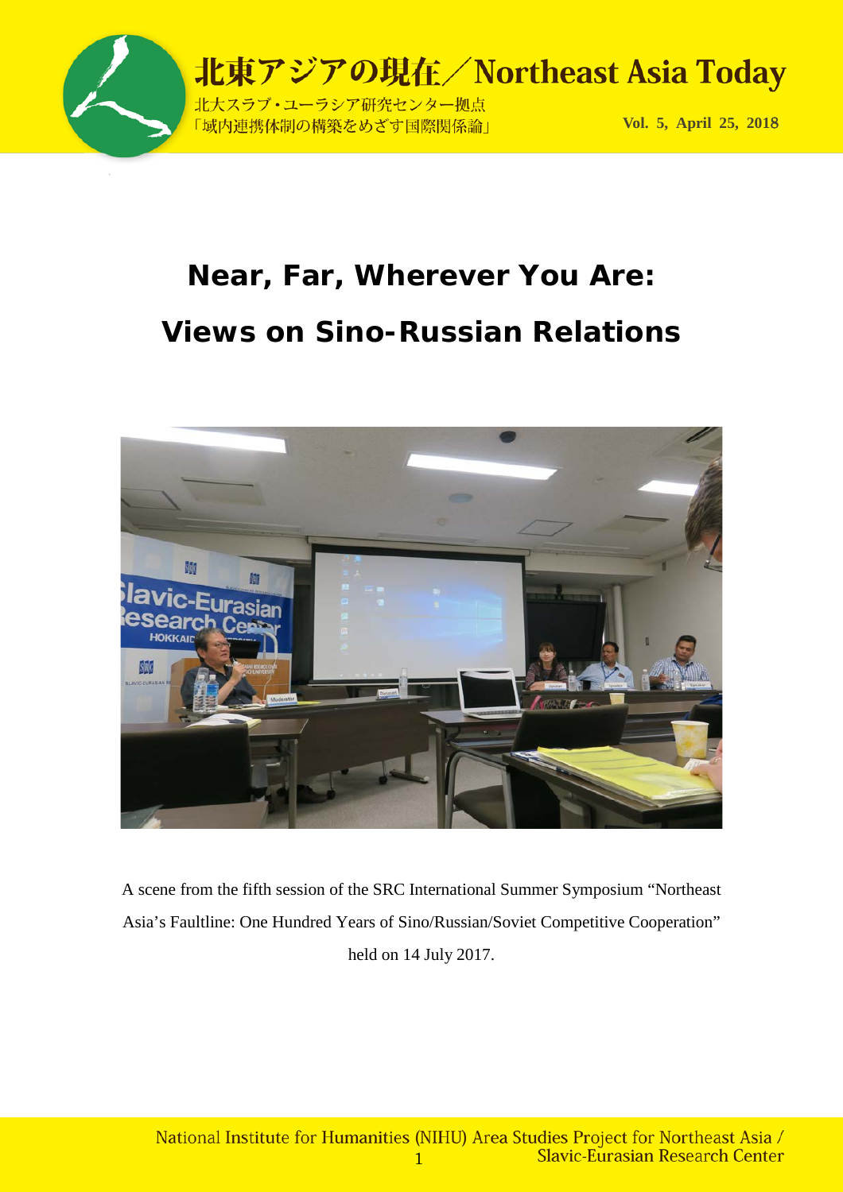北東アジアの現在／Northeast Asia Today

北大スラブ・ユーラシア研究センター拠点
「域内連携体制の構築をめざす国際関係論」

Vol. 5, April 25, 2018

# Near, Far, Wherever You Are: Views on Sino-Russian Relations

A scene from the fifth session of the SRC International Summer Symposium “Northeast Asia’s Faultline: One Hundred Years of Sino/Russian/Soviet Competitive Cooperation” held on 14 July 2017.

National Institute for Humanities (NIHU) Area Studies Project for Northeast Asia / Slavic-Eurasian Research Center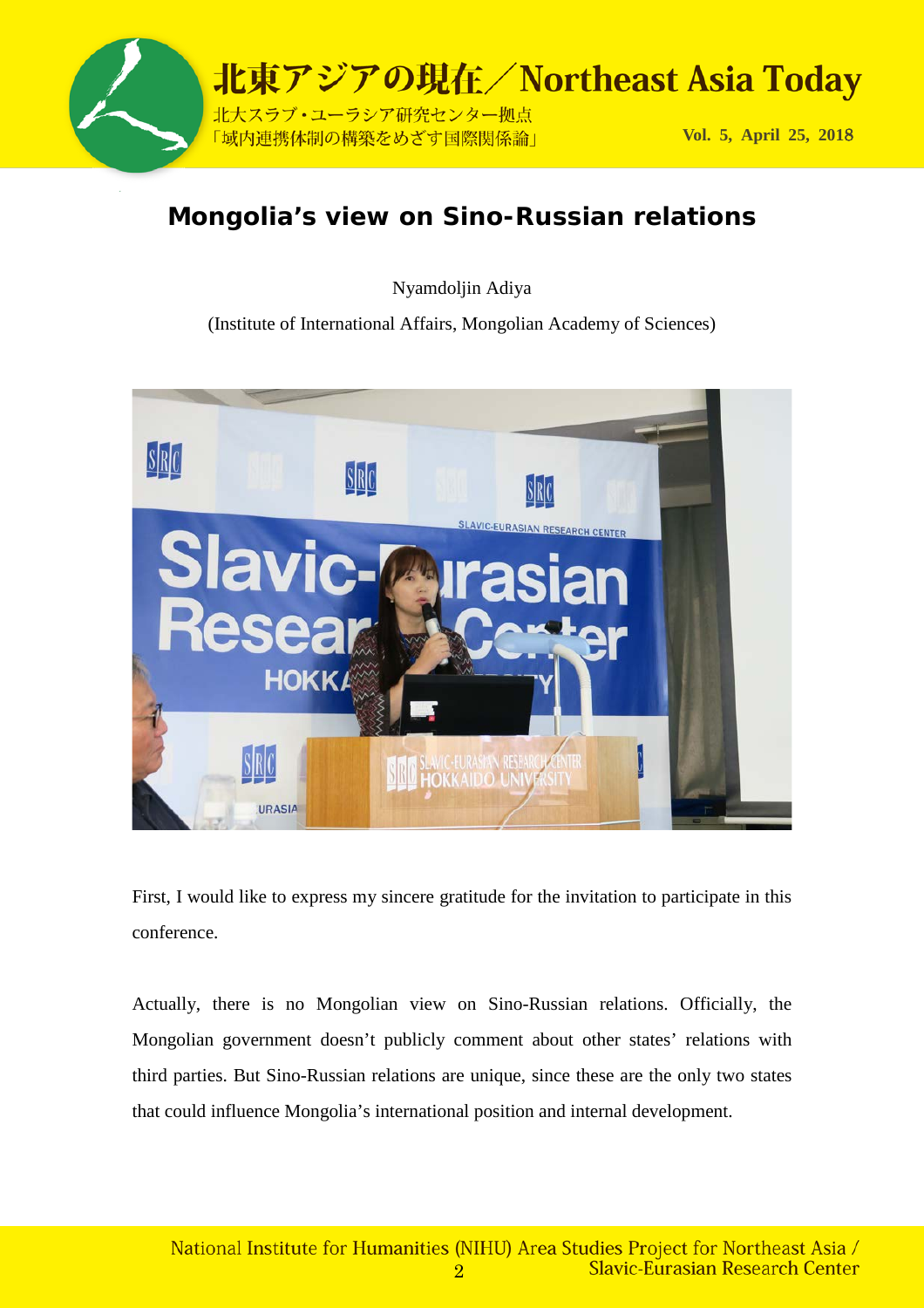## Mongolia's view on Sino-Russian relations

Nyamdoljin Adiya

(Institute of International Affairs, Mongolian Academy of Sciences)

First, I would like to express my sincere gratitude for the invitation to participate in this conference.

Actually, there is no Mongolian view on Sino-Russian relations. Officially, the Mongolian government doesn't publicly comment about other states' relations with third parties. But Sino-Russian relations are unique, since these are the only two states that could influence Mongolia's international position and internal development.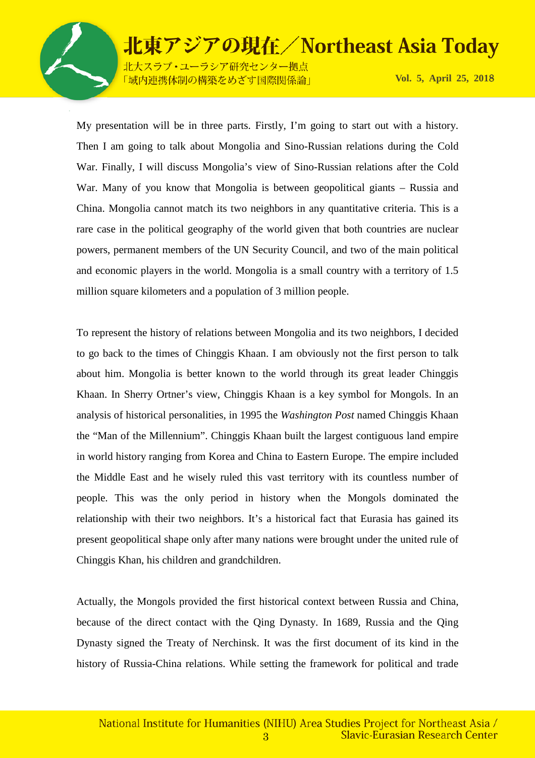My presentation will be in three parts. Firstly, I'm going to start out with a history. Then I am going to talk about Mongolia and Sino-Russian relations during the Cold War. Finally, I will discuss Mongolia's view of Sino-Russian relations after the Cold War. Many of you know that Mongolia is between geopolitical giants – Russia and China. Mongolia cannot match its two neighbors in any quantitative criteria. This is a rare case in the political geography of the world given that both countries are nuclear powers, permanent members of the UN Security Council, and two of the main political and economic players in the world. Mongolia is a small country with a territory of 1.5 million square kilometers and a population of 3 million people.

To represent the history of relations between Mongolia and its two neighbors, I decided to go back to the times of Chinggis Khaan. I am obviously not the first person to talk about him. Mongolia is better known to the world through its great leader Chinggis Khaan. In Sherry Ortner's view, Chinggis Khaan is a key symbol for Mongols. In an analysis of historical personalities, in 1995 the *Washington Post* named Chinggis Khaan the "Man of the Millennium". Chinggis Khaan built the largest contiguous land empire in world history ranging from Korea and China to Eastern Europe. The empire included the Middle East and he wisely ruled this vast territory with its countless number of people. This was the only period in history when the Mongols dominated the relationship with their two neighbors. It's a historical fact that Eurasia has gained its present geopolitical shape only after many nations were brought under the united rule of Chinggis Khan, his children and grandchildren.

Actually, the Mongols provided the first historical context between Russia and China, because of the direct contact with the Qing Dynasty. In 1689, Russia and the Qing Dynasty signed the Treaty of Nerchinsk. It was the first document of its kind in the history of Russia-China relations. While setting the framework for political and trade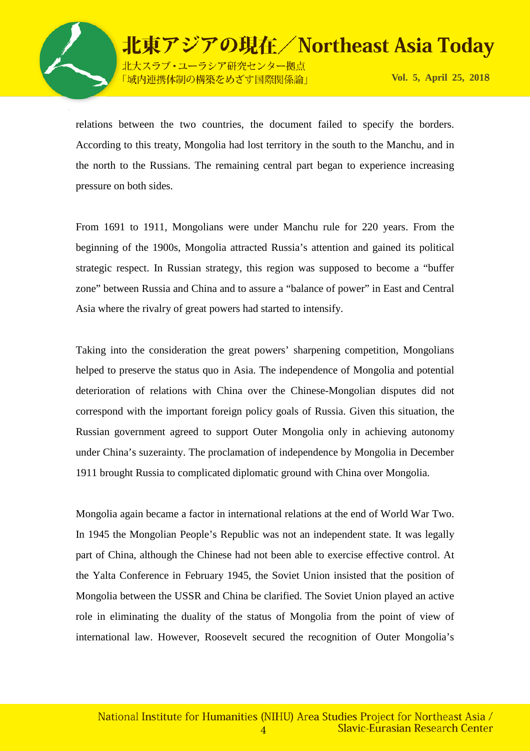relations between the two countries, the document failed to specify the borders. According to this treaty, Mongolia had lost territory in the south to the Manchu, and in the north to the Russians. The remaining central part began to experience increasing pressure on both sides.

From 1691 to 1911, Mongolians were under Manchu rule for 220 years. From the beginning of the 1900s, Mongolia attracted Russia's attention and gained its political strategic respect. In Russian strategy, this region was supposed to become a "buffer zone" between Russia and China and to assure a "balance of power" in East and Central Asia where the rivalry of great powers had started to intensify.

Taking into the consideration the great powers' sharpening competition, Mongolians helped to preserve the status quo in Asia. The independence of Mongolia and potential deterioration of relations with China over the Chinese-Mongolian disputes did not correspond with the important foreign policy goals of Russia. Given this situation, the Russian government agreed to support Outer Mongolia only in achieving autonomy under China's suzerainty. The proclamation of independence by Mongolia in December 1911 brought Russia to complicated diplomatic ground with China over Mongolia.

Mongolia again became a factor in international relations at the end of World War Two. In 1945 the Mongolian People's Republic was not an independent state. It was legally part of China, although the Chinese had not been able to exercise effective control. At the Yalta Conference in February 1945, the Soviet Union insisted that the position of Mongolia between the USSR and China be clarified. The Soviet Union played an active role in eliminating the duality of the status of Mongolia from the point of view of international law. However, Roosevelt secured the recognition of Outer Mongolia's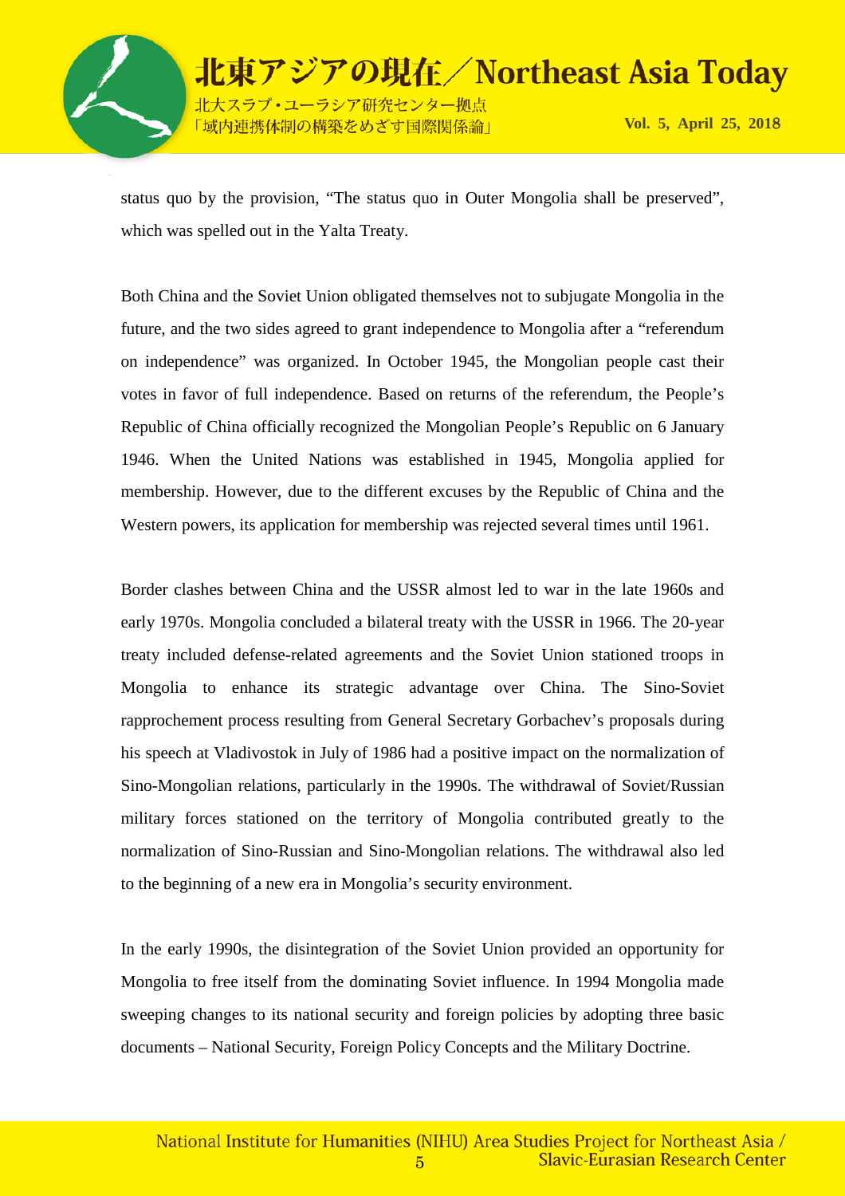status quo by the provision, "The status quo in Outer Mongolia shall be preserved", which was spelled out in the Yalta Treaty.

Both China and the Soviet Union obligated themselves not to subjugate Mongolia in the future, and the two sides agreed to grant independence to Mongolia after a "referendum on independence" was organized. In October 1945, the Mongolian people cast their votes in favor of full independence. Based on returns of the referendum, the People's Republic of China officially recognized the Mongolian People's Republic on 6 January 1946. When the United Nations was established in 1945, Mongolia applied for membership. However, due to the different excuses by the Republic of China and the Western powers, its application for membership was rejected several times until 1961.

Border clashes between China and the USSR almost led to war in the late 1960s and early 1970s. Mongolia concluded a bilateral treaty with the USSR in 1966. The 20-year treaty included defense-related agreements and the Soviet Union stationed troops in Mongolia to enhance its strategic advantage over China. The Sino-Soviet rapprochement process resulting from General Secretary Gorbachev's proposals during his speech at Vladivostok in July of 1986 had a positive impact on the normalization of Sino-Mongolian relations, particularly in the 1990s. The withdrawal of Soviet/Russian military forces stationed on the territory of Mongolia contributed greatly to the normalization of Sino-Russian and Sino-Mongolian relations. The withdrawal also led to the beginning of a new era in Mongolia's security environment.

In the early 1990s, the disintegration of the Soviet Union provided an opportunity for Mongolia to free itself from the dominating Soviet influence. In 1994 Mongolia made sweeping changes to its national security and foreign policies by adopting three basic documents – National Security, Foreign Policy Concepts and the Military Doctrine.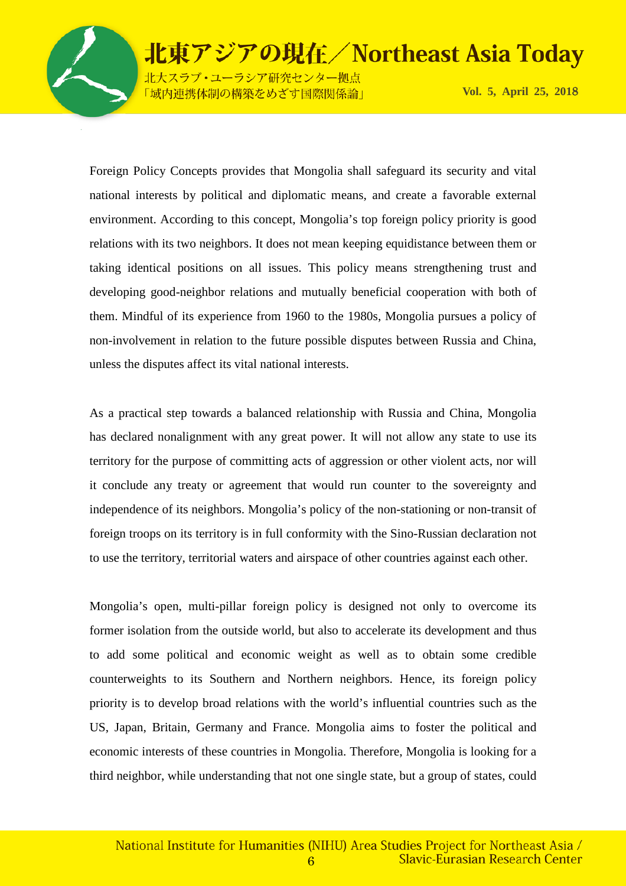Foreign Policy Concepts provides that Mongolia shall safeguard its security and vital national interests by political and diplomatic means, and create a favorable external environment. According to this concept, Mongolia's top foreign policy priority is good relations with its two neighbors. It does not mean keeping equidistance between them or taking identical positions on all issues. This policy means strengthening trust and developing good-neighbor relations and mutually beneficial cooperation with both of them. Mindful of its experience from 1960 to the 1980s, Mongolia pursues a policy of non-involvement in relation to the future possible disputes between Russia and China, unless the disputes affect its vital national interests.

As a practical step towards a balanced relationship with Russia and China, Mongolia has declared nonalignment with any great power. It will not allow any state to use its territory for the purpose of committing acts of aggression or other violent acts, nor will it conclude any treaty or agreement that would run counter to the sovereignty and independence of its neighbors. Mongolia's policy of the non-stationing or non-transit of foreign troops on its territory is in full conformity with the Sino-Russian declaration not to use the territory, territorial waters and airspace of other countries against each other.

Mongolia's open, multi-pillar foreign policy is designed not only to overcome its former isolation from the outside world, but also to accelerate its development and thus to add some political and economic weight as well as to obtain some credible counterweights to its Southern and Northern neighbors. Hence, its foreign policy priority is to develop broad relations with the world's influential countries such as the US, Japan, Britain, Germany and France. Mongolia aims to foster the political and economic interests of these countries in Mongolia. Therefore, Mongolia is looking for a third neighbor, while understanding that not one single state, but a group of states, could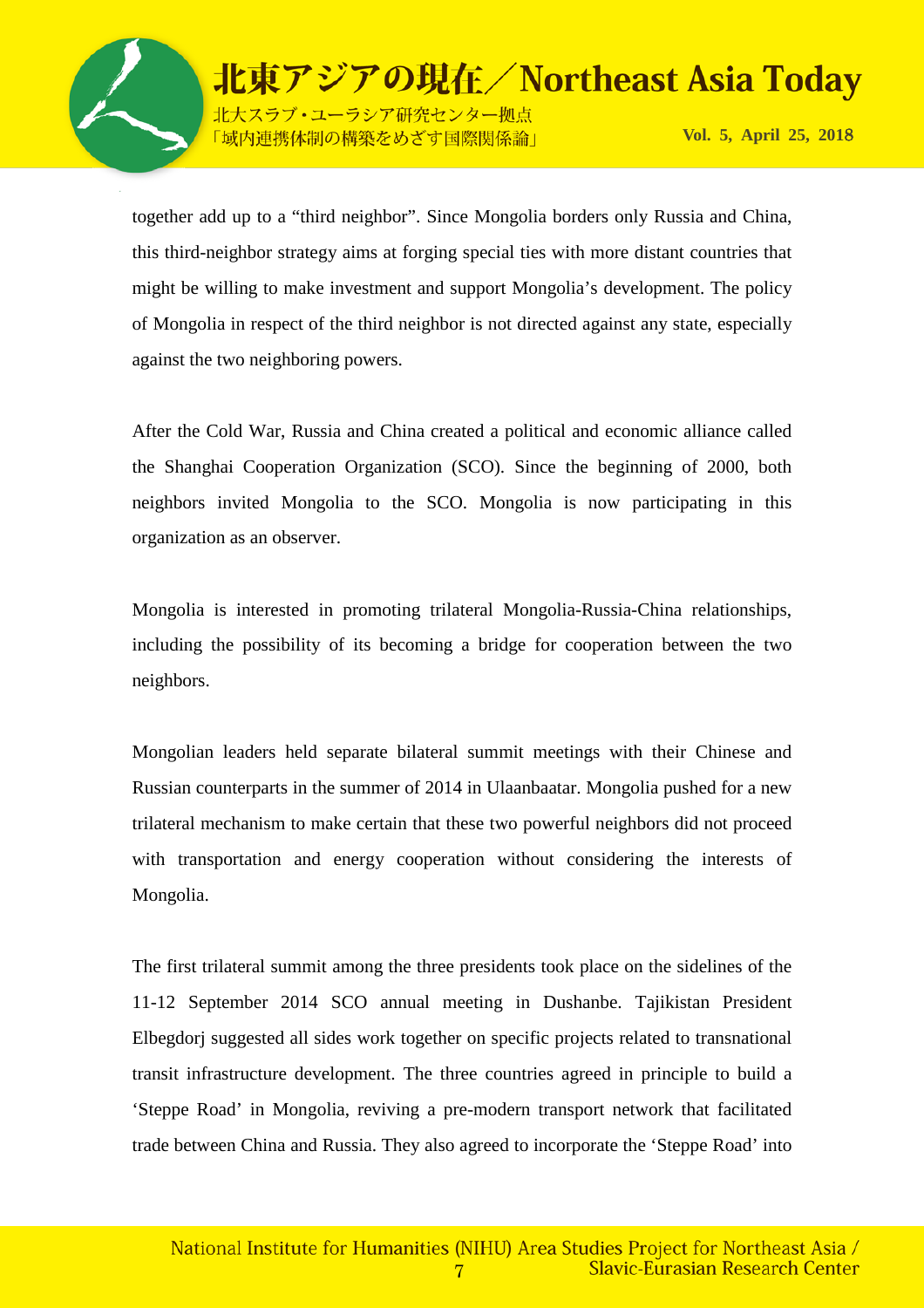together add up to a “third neighbor”. Since Mongolia borders only Russia and China, this third-neighbor strategy aims at forging special ties with more distant countries that might be willing to make investment and support Mongolia’s development. The policy of Mongolia in respect of the third neighbor is not directed against any state, especially against the two neighboring powers.

After the Cold War, Russia and China created a political and economic alliance called the Shanghai Cooperation Organization (SCO). Since the beginning of 2000, both neighbors invited Mongolia to the SCO. Mongolia is now participating in this organization as an observer.

Mongolia is interested in promoting trilateral Mongolia-Russia-China relationships, including the possibility of its becoming a bridge for cooperation between the two neighbors.

Mongolian leaders held separate bilateral summit meetings with their Chinese and Russian counterparts in the summer of 2014 in Ulaanbaatar. Mongolia pushed for a new trilateral mechanism to make certain that these two powerful neighbors did not proceed with transportation and energy cooperation without considering the interests of Mongolia.

The first trilateral summit among the three presidents took place on the sidelines of the 11-12 September 2014 SCO annual meeting in Dushanbe. Tajikistan President Elbegdorj suggested all sides work together on specific projects related to transnational transit infrastructure development. The three countries agreed in principle to build a ‘Steppe Road’ in Mongolia, reviving a pre-modern transport network that facilitated trade between China and Russia. They also agreed to incorporate the ‘Steppe Road’ into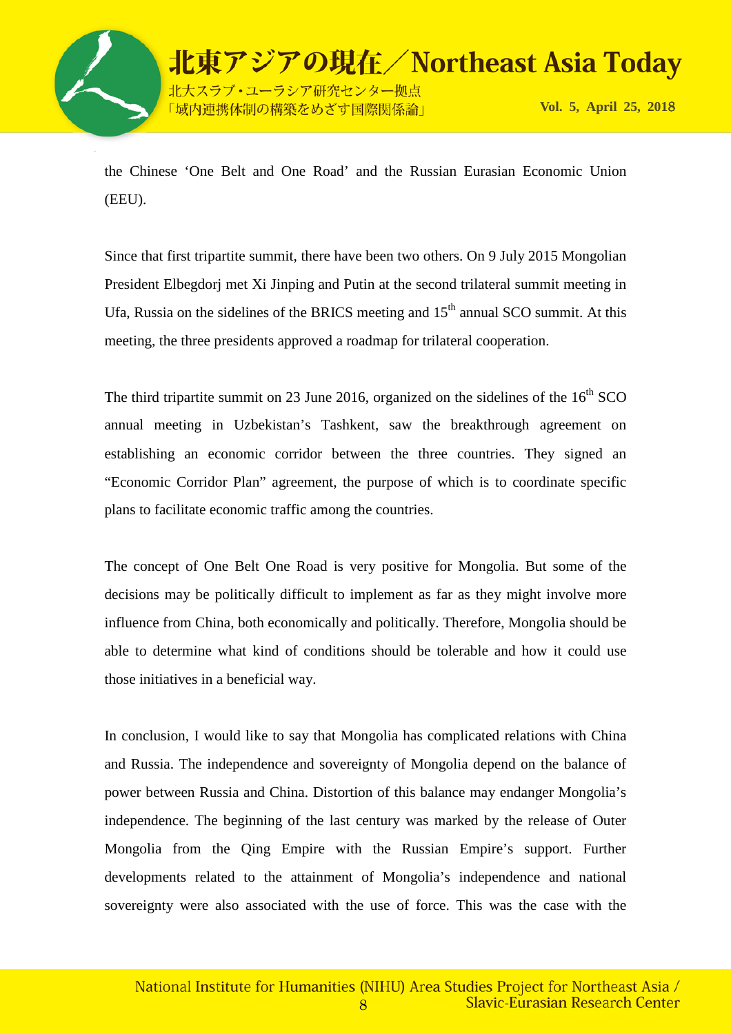the Chinese 'One Belt and One Road' and the Russian Eurasian Economic Union (EEU).

Since that first tripartite summit, there have been two others. On 9 July 2015 Mongolian President Elbegdorj met Xi Jinping and Putin at the second trilateral summit meeting in Ufa, Russia on the sidelines of the BRICS meeting and 15th annual SCO summit. At this meeting, the three presidents approved a roadmap for trilateral cooperation.

The third tripartite summit on 23 June 2016, organized on the sidelines of the 16th SCO annual meeting in Uzbekistan's Tashkent, saw the breakthrough agreement on establishing an economic corridor between the three countries. They signed an "Economic Corridor Plan" agreement, the purpose of which is to coordinate specific plans to facilitate economic traffic among the countries.

The concept of One Belt One Road is very positive for Mongolia. But some of the decisions may be politically difficult to implement as far as they might involve more influence from China, both economically and politically. Therefore, Mongolia should be able to determine what kind of conditions should be tolerable and how it could use those initiatives in a beneficial way.

In conclusion, I would like to say that Mongolia has complicated relations with China and Russia. The independence and sovereignty of Mongolia depend on the balance of power between Russia and China. Distortion of this balance may endanger Mongolia's independence. The beginning of the last century was marked by the release of Outer Mongolia from the Qing Empire with the Russian Empire's support. Further developments related to the attainment of Mongolia's independence and national sovereignty were also associated with the use of force. This was the case with the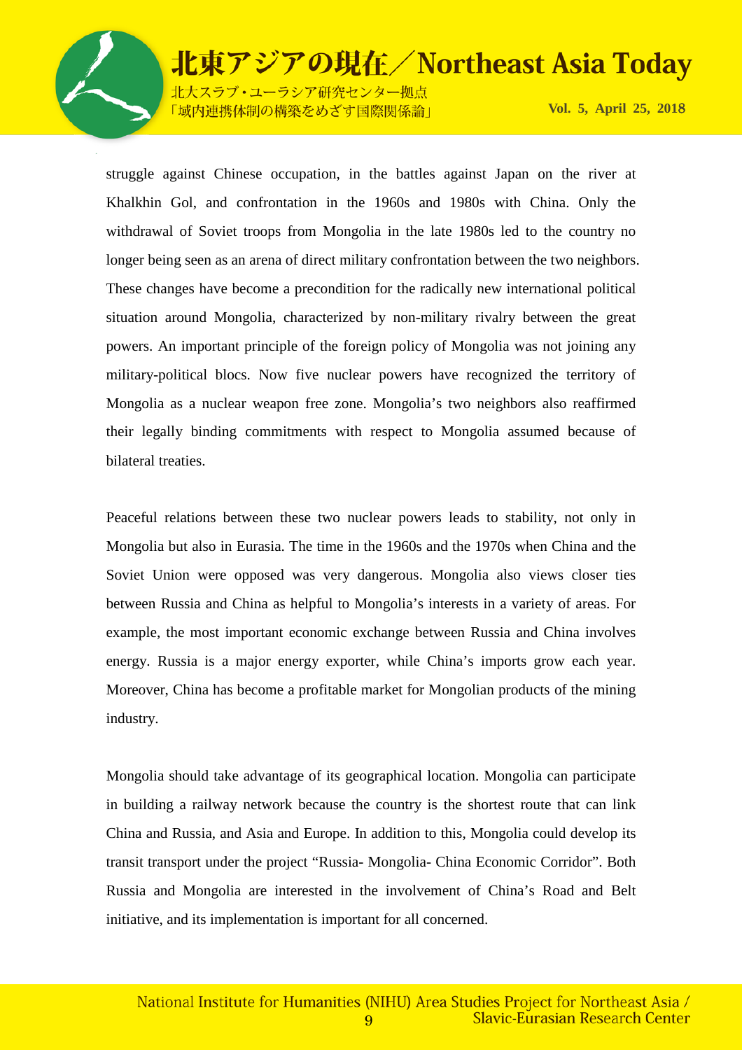struggle against Chinese occupation, in the battles against Japan on the river at Khalkhin Gol, and confrontation in the 1960s and 1980s with China. Only the withdrawal of Soviet troops from Mongolia in the late 1980s led to the country no longer being seen as an arena of direct military confrontation between the two neighbors. These changes have become a precondition for the radically new international political situation around Mongolia, characterized by non-military rivalry between the great powers. An important principle of the foreign policy of Mongolia was not joining any military-political blocs. Now five nuclear powers have recognized the territory of Mongolia as a nuclear weapon free zone. Mongolia's two neighbors also reaffirmed their legally binding commitments with respect to Mongolia assumed because of bilateral treaties.

Peaceful relations between these two nuclear powers leads to stability, not only in Mongolia but also in Eurasia. The time in the 1960s and the 1970s when China and the Soviet Union were opposed was very dangerous. Mongolia also views closer ties between Russia and China as helpful to Mongolia's interests in a variety of areas. For example, the most important economic exchange between Russia and China involves energy. Russia is a major energy exporter, while China's imports grow each year. Moreover, China has become a profitable market for Mongolian products of the mining industry.

Mongolia should take advantage of its geographical location. Mongolia can participate in building a railway network because the country is the shortest route that can link China and Russia, and Asia and Europe. In addition to this, Mongolia could develop its transit transport under the project "Russia- Mongolia- China Economic Corridor". Both Russia and Mongolia are interested in the involvement of China's Road and Belt initiative, and its implementation is important for all concerned.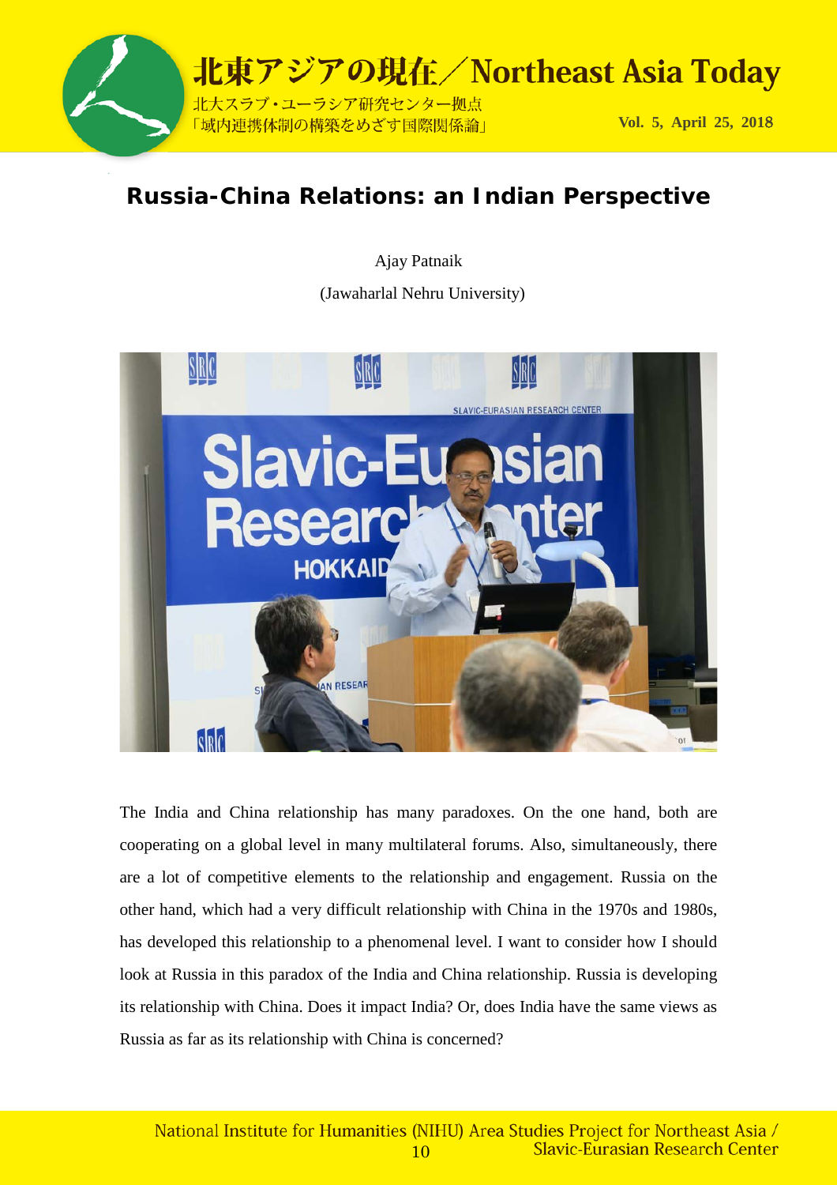# Russia-China Relations: an Indian Perspective

Ajay Patnaik

(Jawaharlal Nehru University)

The India and China relationship has many paradoxes. On the one hand, both are cooperating on a global level in many multilateral forums. Also, simultaneously, there are a lot of competitive elements to the relationship and engagement. Russia on the other hand, which had a very difficult relationship with China in the 1970s and 1980s, has developed this relationship to a phenomenal level. I want to consider how I should look at Russia in this paradox of the India and China relationship. Russia is developing its relationship with China. Does it impact India? Or, does India have the same views as Russia as far as its relationship with China is concerned?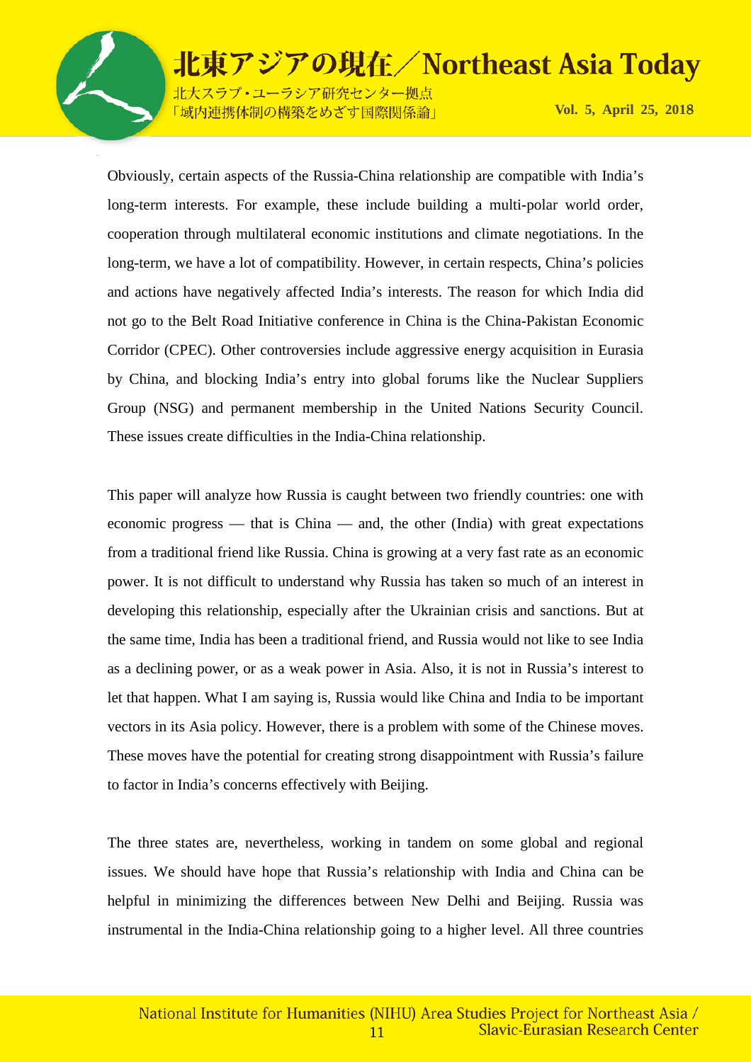Obviously, certain aspects of the Russia-China relationship are compatible with India's long-term interests. For example, these include building a multi-polar world order, cooperation through multilateral economic institutions and climate negotiations. In the long-term, we have a lot of compatibility. However, in certain respects, China's policies and actions have negatively affected India's interests. The reason for which India did not go to the Belt Road Initiative conference in China is the China-Pakistan Economic Corridor (CPEC). Other controversies include aggressive energy acquisition in Eurasia by China, and blocking India's entry into global forums like the Nuclear Suppliers Group (NSG) and permanent membership in the United Nations Security Council. These issues create difficulties in the India-China relationship.

This paper will analyze how Russia is caught between two friendly countries: one with economic progress — that is China — and, the other (India) with great expectations from a traditional friend like Russia. China is growing at a very fast rate as an economic power. It is not difficult to understand why Russia has taken so much of an interest in developing this relationship, especially after the Ukrainian crisis and sanctions. But at the same time, India has been a traditional friend, and Russia would not like to see India as a declining power, or as a weak power in Asia. Also, it is not in Russia's interest to let that happen. What I am saying is, Russia would like China and India to be important vectors in its Asia policy. However, there is a problem with some of the Chinese moves. These moves have the potential for creating strong disappointment with Russia's failure to factor in India's concerns effectively with Beijing.

The three states are, nevertheless, working in tandem on some global and regional issues. We should have hope that Russia's relationship with India and China can be helpful in minimizing the differences between New Delhi and Beijing. Russia was instrumental in the India-China relationship going to a higher level. All three countries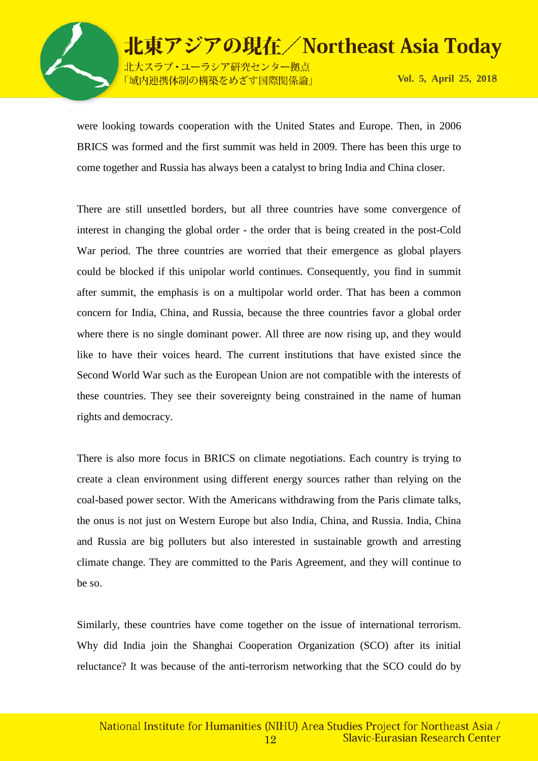were looking towards cooperation with the United States and Europe. Then, in 2006 BRICS was formed and the first summit was held in 2009. There has been this urge to come together and Russia has always been a catalyst to bring India and China closer.

There are still unsettled borders, but all three countries have some convergence of interest in changing the global order - the order that is being created in the post-Cold War period. The three countries are worried that their emergence as global players could be blocked if this unipolar world continues. Consequently, you find in summit after summit, the emphasis is on a multipolar world order. That has been a common concern for India, China, and Russia, because the three countries favor a global order where there is no single dominant power. All three are now rising up, and they would like to have their voices heard. The current institutions that have existed since the Second World War such as the European Union are not compatible with the interests of these countries. They see their sovereignty being constrained in the name of human rights and democracy.

There is also more focus in BRICS on climate negotiations. Each country is trying to create a clean environment using different energy sources rather than relying on the coal-based power sector. With the Americans withdrawing from the Paris climate talks, the onus is not just on Western Europe but also India, China, and Russia. India, China and Russia are big polluters but also interested in sustainable growth and arresting climate change. They are committed to the Paris Agreement, and they will continue to be so.

Similarly, these countries have come together on the issue of international terrorism. Why did India join the Shanghai Cooperation Organization (SCO) after its initial reluctance? It was because of the anti-terrorism networking that the SCO could do by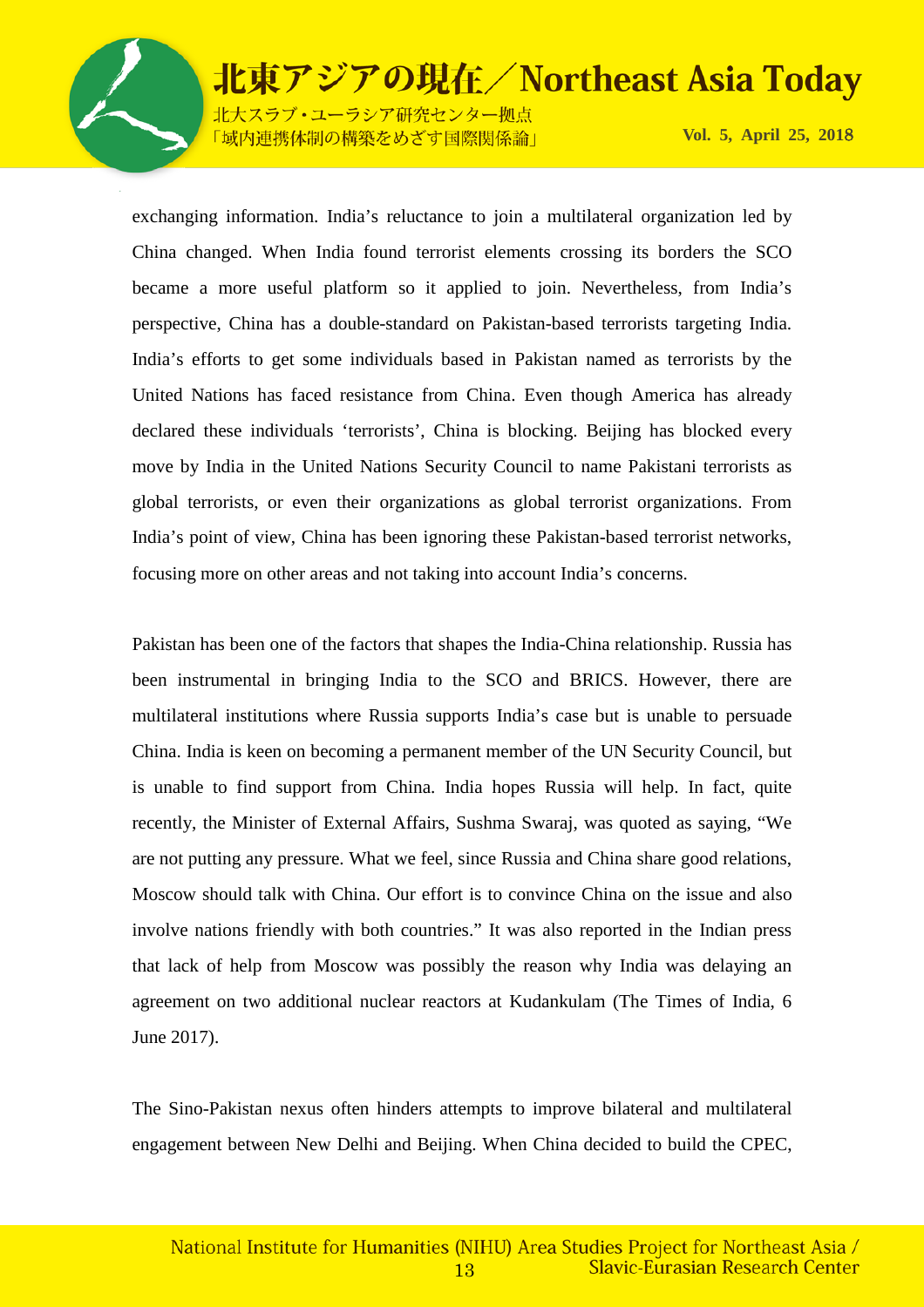exchanging information. India's reluctance to join a multilateral organization led by China changed. When India found terrorist elements crossing its borders the SCO became a more useful platform so it applied to join. Nevertheless, from India's perspective, China has a double-standard on Pakistan-based terrorists targeting India. India's efforts to get some individuals based in Pakistan named as terrorists by the United Nations has faced resistance from China. Even though America has already declared these individuals 'terrorists', China is blocking. Beijing has blocked every move by India in the United Nations Security Council to name Pakistani terrorists as global terrorists, or even their organizations as global terrorist organizations. From India's point of view, China has been ignoring these Pakistan-based terrorist networks, focusing more on other areas and not taking into account India's concerns.

Pakistan has been one of the factors that shapes the India-China relationship. Russia has been instrumental in bringing India to the SCO and BRICS. However, there are multilateral institutions where Russia supports India's case but is unable to persuade China. India is keen on becoming a permanent member of the UN Security Council, but is unable to find support from China. India hopes Russia will help. In fact, quite recently, the Minister of External Affairs, Sushma Swaraj, was quoted as saying, "We are not putting any pressure. What we feel, since Russia and China share good relations, Moscow should talk with China. Our effort is to convince China on the issue and also involve nations friendly with both countries." It was also reported in the Indian press that lack of help from Moscow was possibly the reason why India was delaying an agreement on two additional nuclear reactors at Kudankulam (The Times of India, 6 June 2017).

The Sino-Pakistan nexus often hinders attempts to improve bilateral and multilateral engagement between New Delhi and Beijing. When China decided to build the CPEC,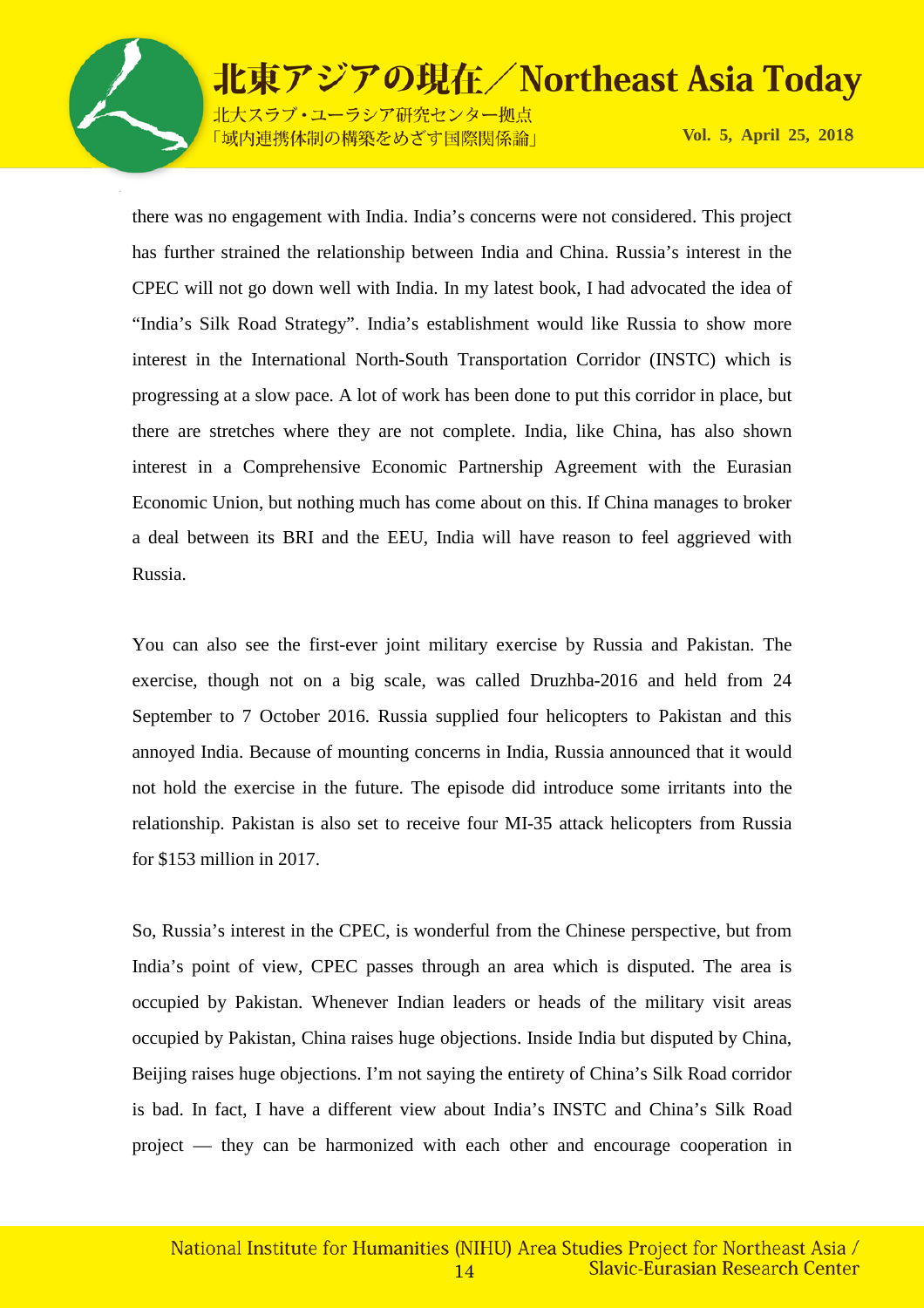there was no engagement with India. India's concerns were not considered. This project has further strained the relationship between India and China. Russia's interest in the CPEC will not go down well with India. In my latest book, I had advocated the idea of "India's Silk Road Strategy". India's establishment would like Russia to show more interest in the International North-South Transportation Corridor (INSTC) which is progressing at a slow pace. A lot of work has been done to put this corridor in place, but there are stretches where they are not complete. India, like China, has also shown interest in a Comprehensive Economic Partnership Agreement with the Eurasian Economic Union, but nothing much has come about on this. If China manages to broker a deal between its BRI and the EEU, India will have reason to feel aggrieved with Russia.

You can also see the first-ever joint military exercise by Russia and Pakistan. The exercise, though not on a big scale, was called Druzhba-2016 and held from 24 September to 7 October 2016. Russia supplied four helicopters to Pakistan and this annoyed India. Because of mounting concerns in India, Russia announced that it would not hold the exercise in the future. The episode did introduce some irritants into the relationship. Pakistan is also set to receive four MI-35 attack helicopters from Russia for $153 million in 2017.

So, Russia's interest in the CPEC, is wonderful from the Chinese perspective, but from India's point of view, CPEC passes through an area which is disputed. The area is occupied by Pakistan. Whenever Indian leaders or heads of the military visit areas occupied by Pakistan, China raises huge objections. Inside India but disputed by China, Beijing raises huge objections. I'm not saying the entirety of China's Silk Road corridor is bad. In fact, I have a different view about India's INSTC and China's Silk Road project — they can be harmonized with each other and encourage cooperation in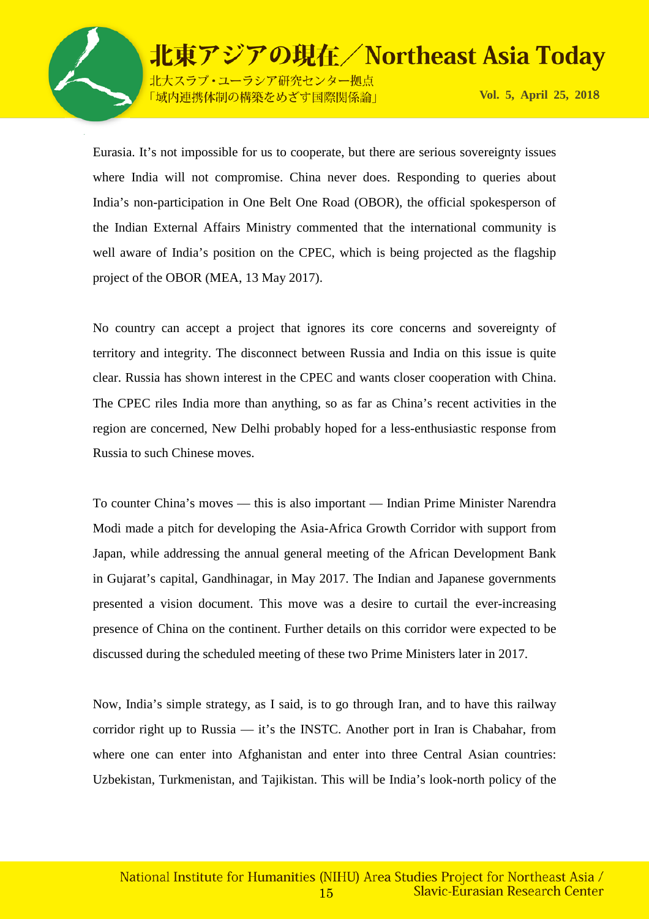Eurasia. It's not impossible for us to cooperate, but there are serious sovereignty issues where India will not compromise. China never does. Responding to queries about India's non-participation in One Belt One Road (OBOR), the official spokesperson of the Indian External Affairs Ministry commented that the international community is well aware of India's position on the CPEC, which is being projected as the flagship project of the OBOR (MEA, 13 May 2017).

No country can accept a project that ignores its core concerns and sovereignty of territory and integrity. The disconnect between Russia and India on this issue is quite clear. Russia has shown interest in the CPEC and wants closer cooperation with China. The CPEC riles India more than anything, so as far as China's recent activities in the region are concerned, New Delhi probably hoped for a less-enthusiastic response from Russia to such Chinese moves.

To counter China's moves — this is also important — Indian Prime Minister Narendra Modi made a pitch for developing the Asia-Africa Growth Corridor with support from Japan, while addressing the annual general meeting of the African Development Bank in Gujarat's capital, Gandhinagar, in May 2017. The Indian and Japanese governments presented a vision document. This move was a desire to curtail the ever-increasing presence of China on the continent. Further details on this corridor were expected to be discussed during the scheduled meeting of these two Prime Ministers later in 2017.

Now, India's simple strategy, as I said, is to go through Iran, and to have this railway corridor right up to Russia — it's the INSTC. Another port in Iran is Chabahar, from where one can enter into Afghanistan and enter into three Central Asian countries: Uzbekistan, Turkmenistan, and Tajikistan. This will be India's look-north policy of the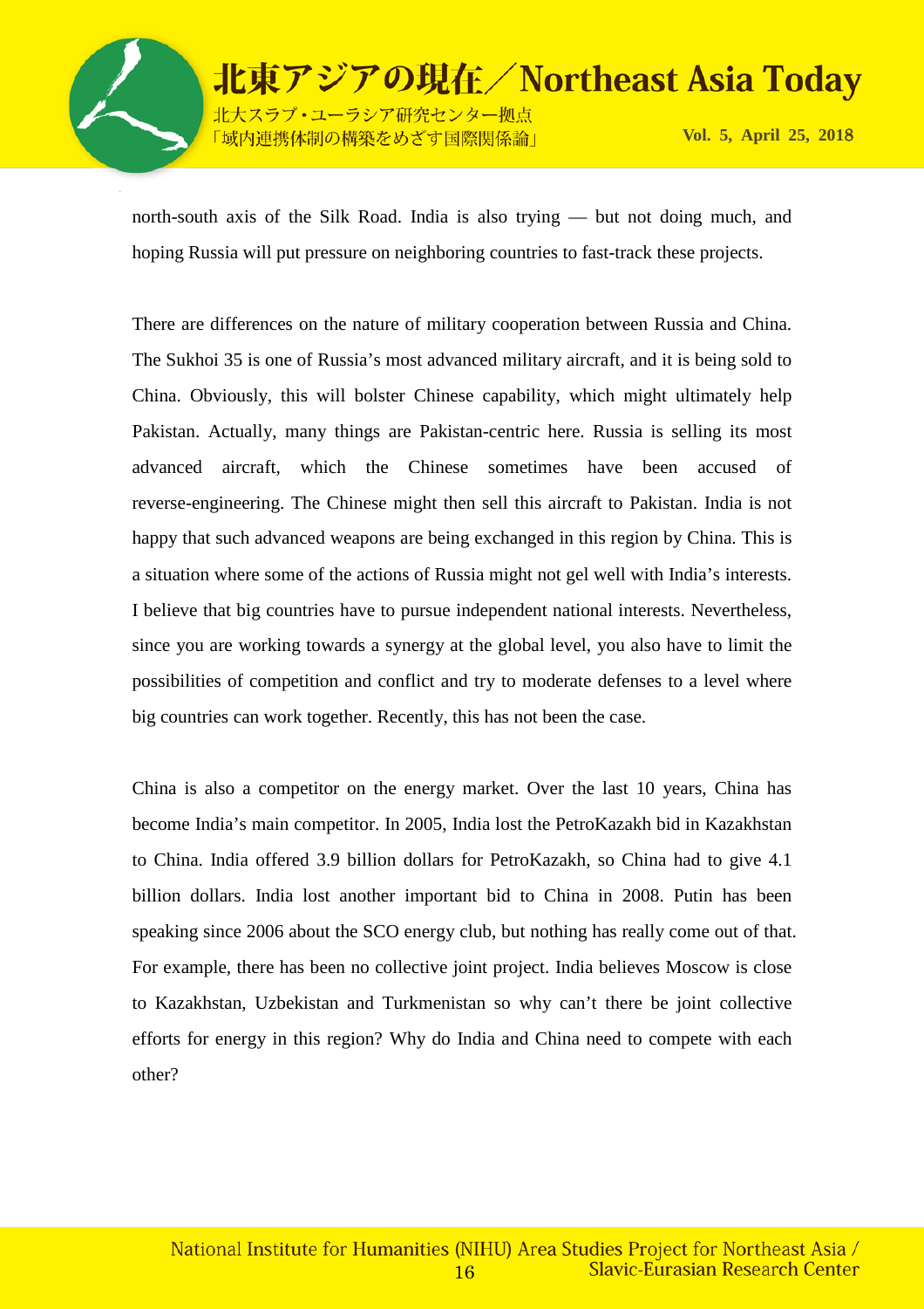north-south axis of the Silk Road. India is also trying — but not doing much, and hoping Russia will put pressure on neighboring countries to fast-track these projects.

There are differences on the nature of military cooperation between Russia and China. The Sukhoi 35 is one of Russia's most advanced military aircraft, and it is being sold to China. Obviously, this will bolster Chinese capability, which might ultimately help Pakistan. Actually, many things are Pakistan-centric here. Russia is selling its most advanced aircraft, which the Chinese sometimes have been accused of reverse-engineering. The Chinese might then sell this aircraft to Pakistan. India is not happy that such advanced weapons are being exchanged in this region by China. This is a situation where some of the actions of Russia might not gel well with India's interests. I believe that big countries have to pursue independent national interests. Nevertheless, since you are working towards a synergy at the global level, you also have to limit the possibilities of competition and conflict and try to moderate defenses to a level where big countries can work together. Recently, this has not been the case.

China is also a competitor on the energy market. Over the last 10 years, China has become India's main competitor. In 2005, India lost the PetroKazakh bid in Kazakhstan to China. India offered 3.9 billion dollars for PetroKazakh, so China had to give 4.1 billion dollars. India lost another important bid to China in 2008. Putin has been speaking since 2006 about the SCO energy club, but nothing has really come out of that. For example, there has been no collective joint project. India believes Moscow is close to Kazakhstan, Uzbekistan and Turkmenistan so why can't there be joint collective efforts for energy in this region? Why do India and China need to compete with each other?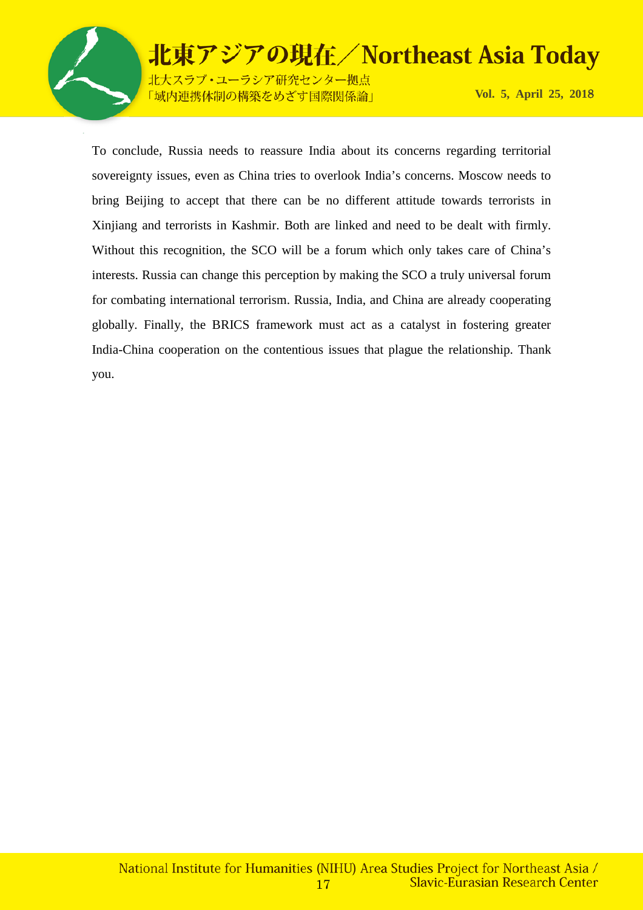To conclude, Russia needs to reassure India about its concerns regarding territorial sovereignty issues, even as China tries to overlook India's concerns. Moscow needs to bring Beijing to accept that there can be no different attitude towards terrorists in Xinjiang and terrorists in Kashmir. Both are linked and need to be dealt with firmly. Without this recognition, the SCO will be a forum which only takes care of China's interests. Russia can change this perception by making the SCO a truly universal forum for combating international terrorism. Russia, India, and China are already cooperating globally. Finally, the BRICS framework must act as a catalyst in fostering greater India-China cooperation on the contentious issues that plague the relationship. Thank you.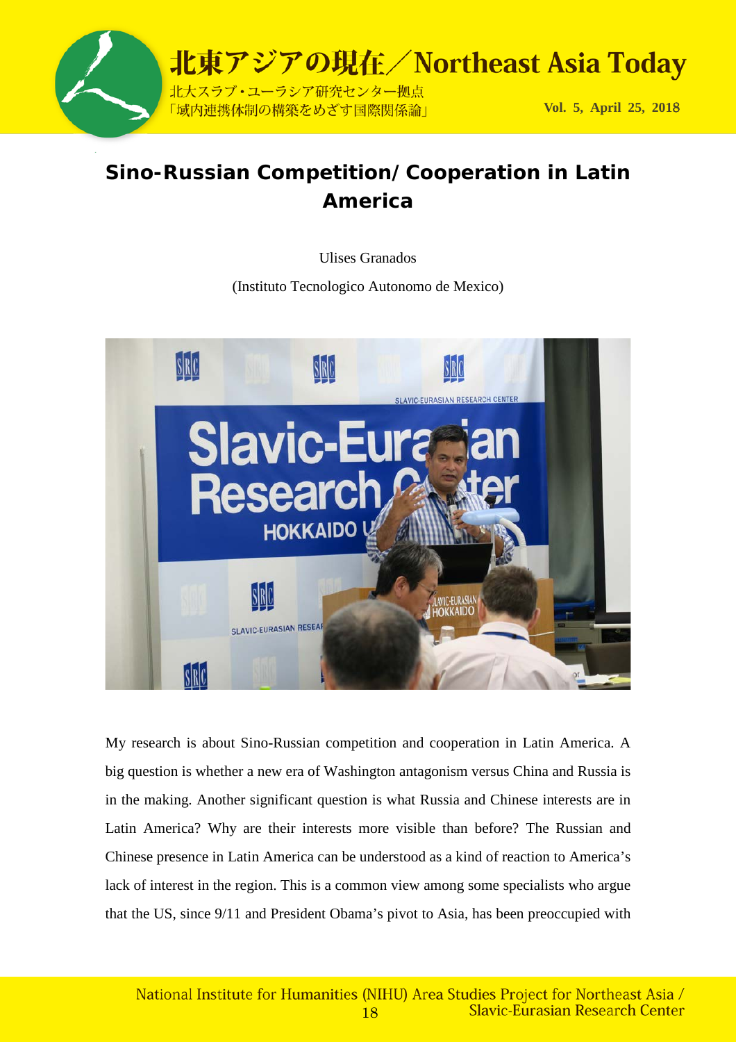# Sino-Russian Competition/Cooperation in Latin America

Ulises Granados

(Instituto Tecnologico Autonomo de Mexico)

My research is about Sino-Russian competition and cooperation in Latin America. A big question is whether a new era of Washington antagonism versus China and Russia is in the making. Another significant question is what Russia and Chinese interests are in Latin America? Why are their interests more visible than before? The Russian and Chinese presence in Latin America can be understood as a kind of reaction to America's lack of interest in the region. This is a common view among some specialists who argue that the US, since 9/11 and President Obama's pivot to Asia, has been preoccupied with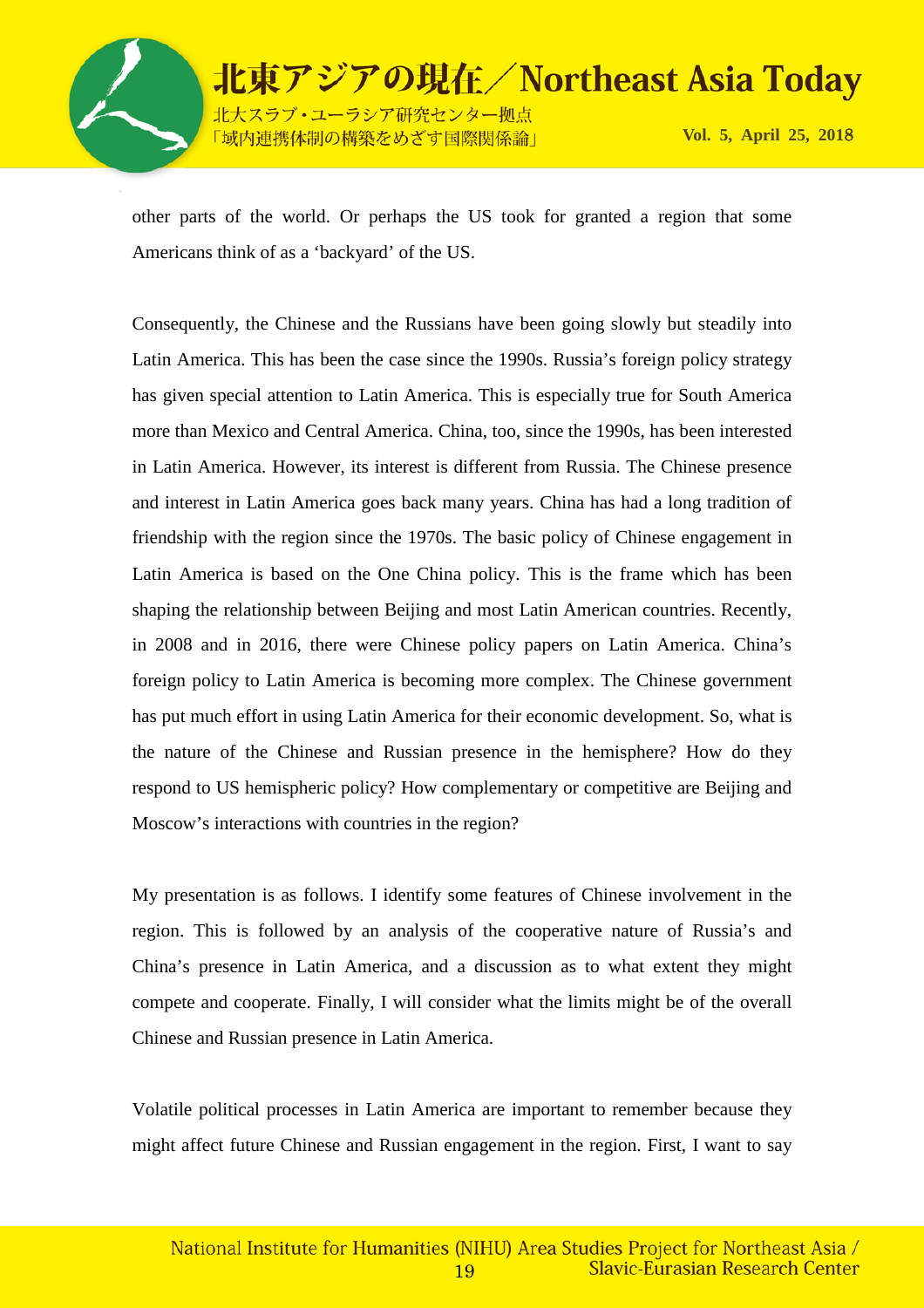other parts of the world. Or perhaps the US took for granted a region that some Americans think of as a 'backyard' of the US.

Consequently, the Chinese and the Russians have been going slowly but steadily into Latin America. This has been the case since the 1990s. Russia's foreign policy strategy has given special attention to Latin America. This is especially true for South America more than Mexico and Central America. China, too, since the 1990s, has been interested in Latin America. However, its interest is different from Russia. The Chinese presence and interest in Latin America goes back many years. China has had a long tradition of friendship with the region since the 1970s. The basic policy of Chinese engagement in Latin America is based on the One China policy. This is the frame which has been shaping the relationship between Beijing and most Latin American countries. Recently, in 2008 and in 2016, there were Chinese policy papers on Latin America. China's foreign policy to Latin America is becoming more complex. The Chinese government has put much effort in using Latin America for their economic development. So, what is the nature of the Chinese and Russian presence in the hemisphere? How do they respond to US hemispheric policy? How complementary or competitive are Beijing and Moscow's interactions with countries in the region?

My presentation is as follows. I identify some features of Chinese involvement in the region. This is followed by an analysis of the cooperative nature of Russia's and China's presence in Latin America, and a discussion as to what extent they might compete and cooperate. Finally, I will consider what the limits might be of the overall Chinese and Russian presence in Latin America.

Volatile political processes in Latin America are important to remember because they might affect future Chinese and Russian engagement in the region. First, I want to say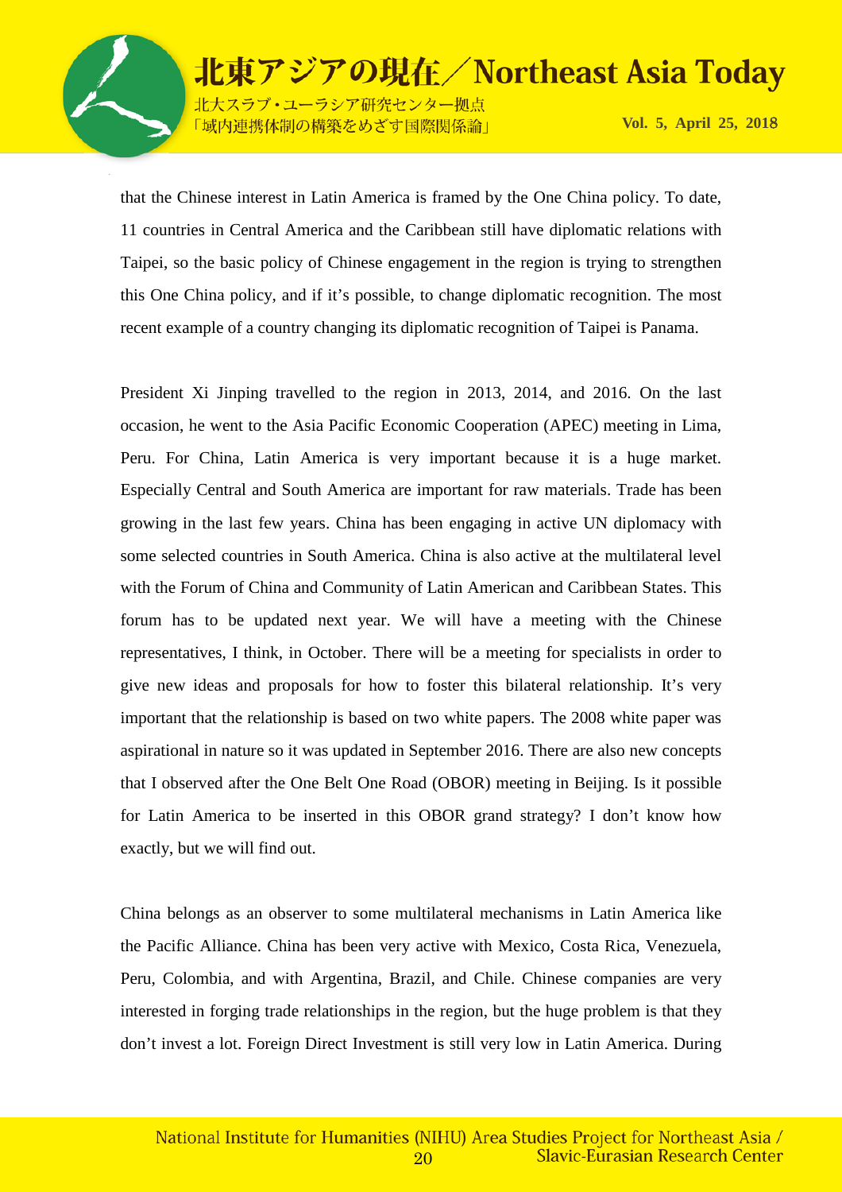that the Chinese interest in Latin America is framed by the One China policy. To date, 11 countries in Central America and the Caribbean still have diplomatic relations with Taipei, so the basic policy of Chinese engagement in the region is trying to strengthen this One China policy, and if it's possible, to change diplomatic recognition. The most recent example of a country changing its diplomatic recognition of Taipei is Panama.

President Xi Jinping travelled to the region in 2013, 2014, and 2016. On the last occasion, he went to the Asia Pacific Economic Cooperation (APEC) meeting in Lima, Peru. For China, Latin America is very important because it is a huge market. Especially Central and South America are important for raw materials. Trade has been growing in the last few years. China has been engaging in active UN diplomacy with some selected countries in South America. China is also active at the multilateral level with the Forum of China and Community of Latin American and Caribbean States. This forum has to be updated next year. We will have a meeting with the Chinese representatives, I think, in October. There will be a meeting for specialists in order to give new ideas and proposals for how to foster this bilateral relationship. It's very important that the relationship is based on two white papers. The 2008 white paper was aspirational in nature so it was updated in September 2016. There are also new concepts that I observed after the One Belt One Road (OBOR) meeting in Beijing. Is it possible for Latin America to be inserted in this OBOR grand strategy? I don't know how exactly, but we will find out.

China belongs as an observer to some multilateral mechanisms in Latin America like the Pacific Alliance. China has been very active with Mexico, Costa Rica, Venezuela, Peru, Colombia, and with Argentina, Brazil, and Chile. Chinese companies are very interested in forging trade relationships in the region, but the huge problem is that they don't invest a lot. Foreign Direct Investment is still very low in Latin America. During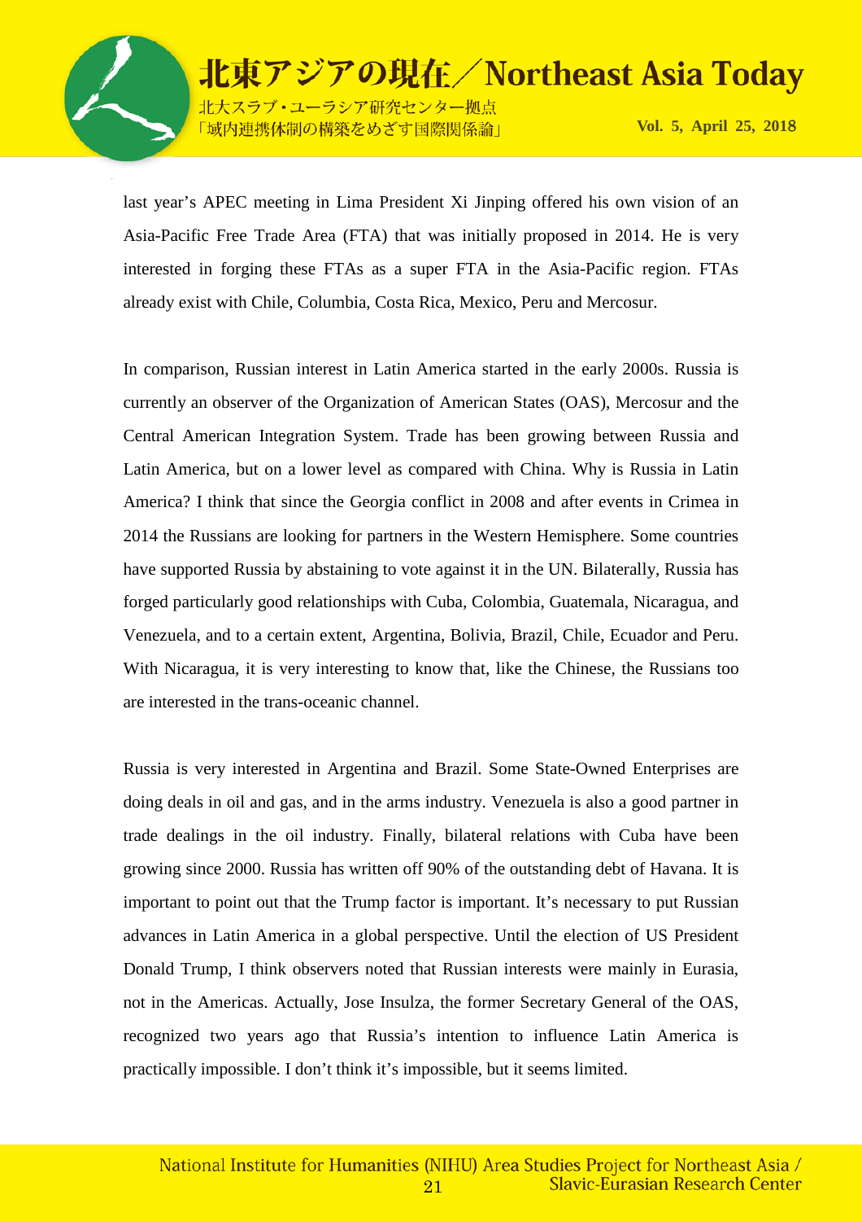last year's APEC meeting in Lima President Xi Jinping offered his own vision of an Asia-Pacific Free Trade Area (FTA) that was initially proposed in 2014. He is very interested in forging these FTAs as a super FTA in the Asia-Pacific region. FTAs already exist with Chile, Columbia, Costa Rica, Mexico, Peru and Mercosur.

In comparison, Russian interest in Latin America started in the early 2000s. Russia is currently an observer of the Organization of American States (OAS), Mercosur and the Central American Integration System. Trade has been growing between Russia and Latin America, but on a lower level as compared with China. Why is Russia in Latin America? I think that since the Georgia conflict in 2008 and after events in Crimea in 2014 the Russians are looking for partners in the Western Hemisphere. Some countries have supported Russia by abstaining to vote against it in the UN. Bilaterally, Russia has forged particularly good relationships with Cuba, Colombia, Guatemala, Nicaragua, and Venezuela, and to a certain extent, Argentina, Bolivia, Brazil, Chile, Ecuador and Peru. With Nicaragua, it is very interesting to know that, like the Chinese, the Russians too are interested in the trans-oceanic channel.

Russia is very interested in Argentina and Brazil. Some State-Owned Enterprises are doing deals in oil and gas, and in the arms industry. Venezuela is also a good partner in trade dealings in the oil industry. Finally, bilateral relations with Cuba have been growing since 2000. Russia has written off 90% of the outstanding debt of Havana. It is important to point out that the Trump factor is important. It's necessary to put Russian advances in Latin America in a global perspective. Until the election of US President Donald Trump, I think observers noted that Russian interests were mainly in Eurasia, not in the Americas. Actually, Jose Insulza, the former Secretary General of the OAS, recognized two years ago that Russia's intention to influence Latin America is practically impossible. I don't think it's impossible, but it seems limited.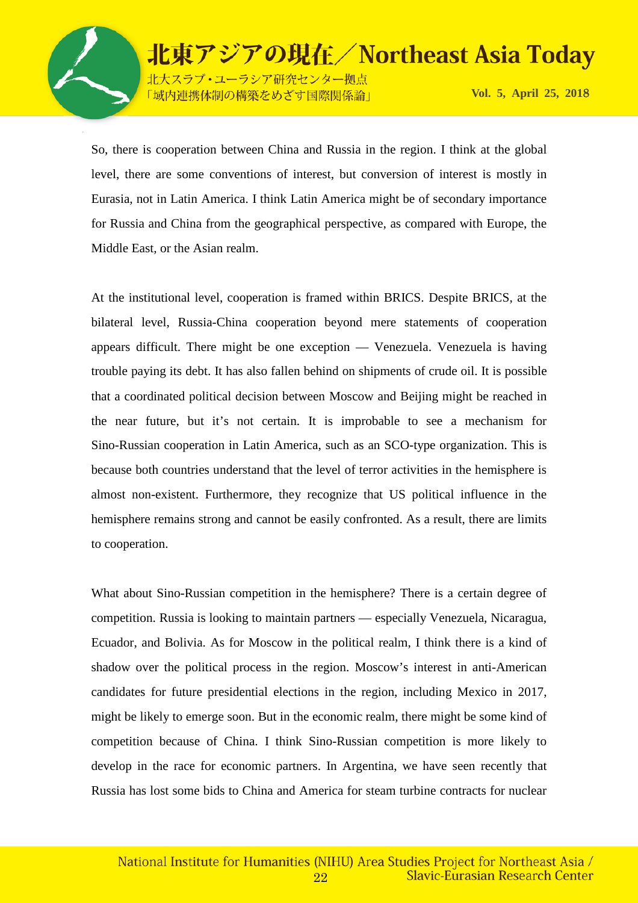So, there is cooperation between China and Russia in the region. I think at the global level, there are some conventions of interest, but conversion of interest is mostly in Eurasia, not in Latin America. I think Latin America might be of secondary importance for Russia and China from the geographical perspective, as compared with Europe, the Middle East, or the Asian realm.

At the institutional level, cooperation is framed within BRICS. Despite BRICS, at the bilateral level, Russia-China cooperation beyond mere statements of cooperation appears difficult. There might be one exception — Venezuela. Venezuela is having trouble paying its debt. It has also fallen behind on shipments of crude oil. It is possible that a coordinated political decision between Moscow and Beijing might be reached in the near future, but it's not certain. It is improbable to see a mechanism for Sino-Russian cooperation in Latin America, such as an SCO-type organization. This is because both countries understand that the level of terror activities in the hemisphere is almost non-existent. Furthermore, they recognize that US political influence in the hemisphere remains strong and cannot be easily confronted. As a result, there are limits to cooperation.

What about Sino-Russian competition in the hemisphere? There is a certain degree of competition. Russia is looking to maintain partners — especially Venezuela, Nicaragua, Ecuador, and Bolivia. As for Moscow in the political realm, I think there is a kind of shadow over the political process in the region. Moscow's interest in anti-American candidates for future presidential elections in the region, including Mexico in 2017, might be likely to emerge soon. But in the economic realm, there might be some kind of competition because of China. I think Sino-Russian competition is more likely to develop in the race for economic partners. In Argentina, we have seen recently that Russia has lost some bids to China and America for steam turbine contracts for nuclear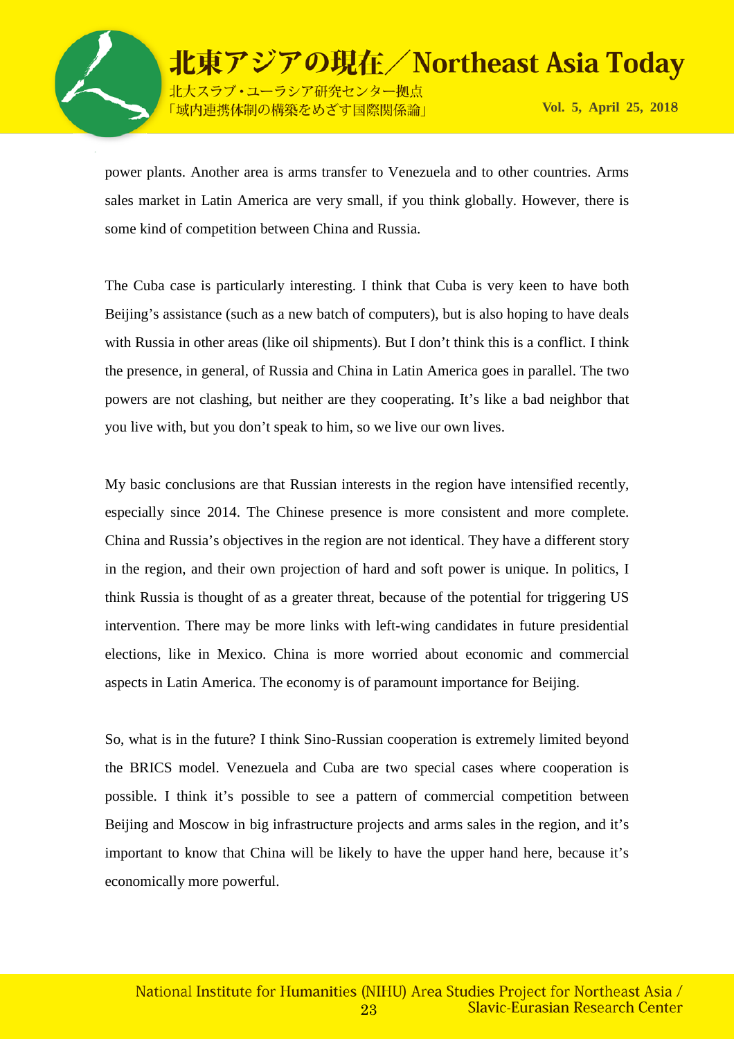power plants. Another area is arms transfer to Venezuela and to other countries. Arms sales market in Latin America are very small, if you think globally. However, there is some kind of competition between China and Russia.

The Cuba case is particularly interesting. I think that Cuba is very keen to have both Beijing's assistance (such as a new batch of computers), but is also hoping to have deals with Russia in other areas (like oil shipments). But I don't think this is a conflict. I think the presence, in general, of Russia and China in Latin America goes in parallel. The two powers are not clashing, but neither are they cooperating. It's like a bad neighbor that you live with, but you don't speak to him, so we live our own lives.

My basic conclusions are that Russian interests in the region have intensified recently, especially since 2014. The Chinese presence is more consistent and more complete. China and Russia's objectives in the region are not identical. They have a different story in the region, and their own projection of hard and soft power is unique. In politics, I think Russia is thought of as a greater threat, because of the potential for triggering US intervention. There may be more links with left-wing candidates in future presidential elections, like in Mexico. China is more worried about economic and commercial aspects in Latin America. The economy is of paramount importance for Beijing.

So, what is in the future? I think Sino-Russian cooperation is extremely limited beyond the BRICS model. Venezuela and Cuba are two special cases where cooperation is possible. I think it's possible to see a pattern of commercial competition between Beijing and Moscow in big infrastructure projects and arms sales in the region, and it's important to know that China will be likely to have the upper hand here, because it's economically more powerful.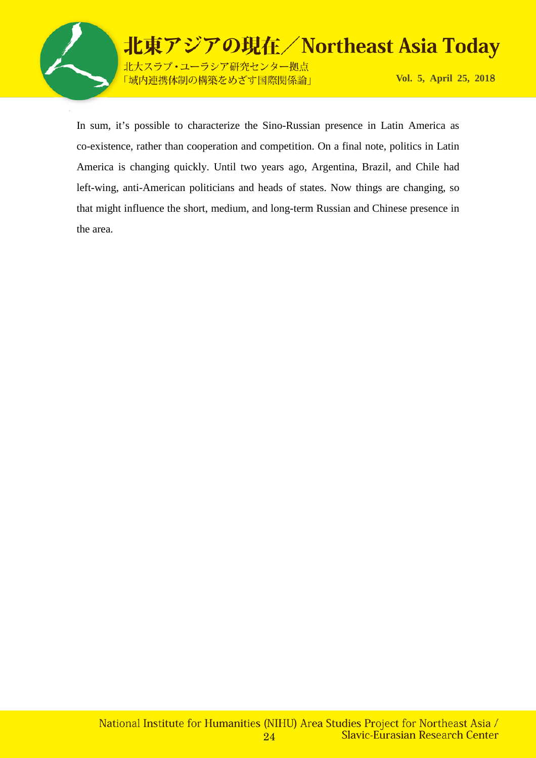In sum, it's possible to characterize the Sino-Russian presence in Latin America as co-existence, rather than cooperation and competition. On a final note, politics in Latin America is changing quickly. Until two years ago, Argentina, Brazil, and Chile had left-wing, anti-American politicians and heads of states. Now things are changing, so that might influence the short, medium, and long-term Russian and Chinese presence in the area.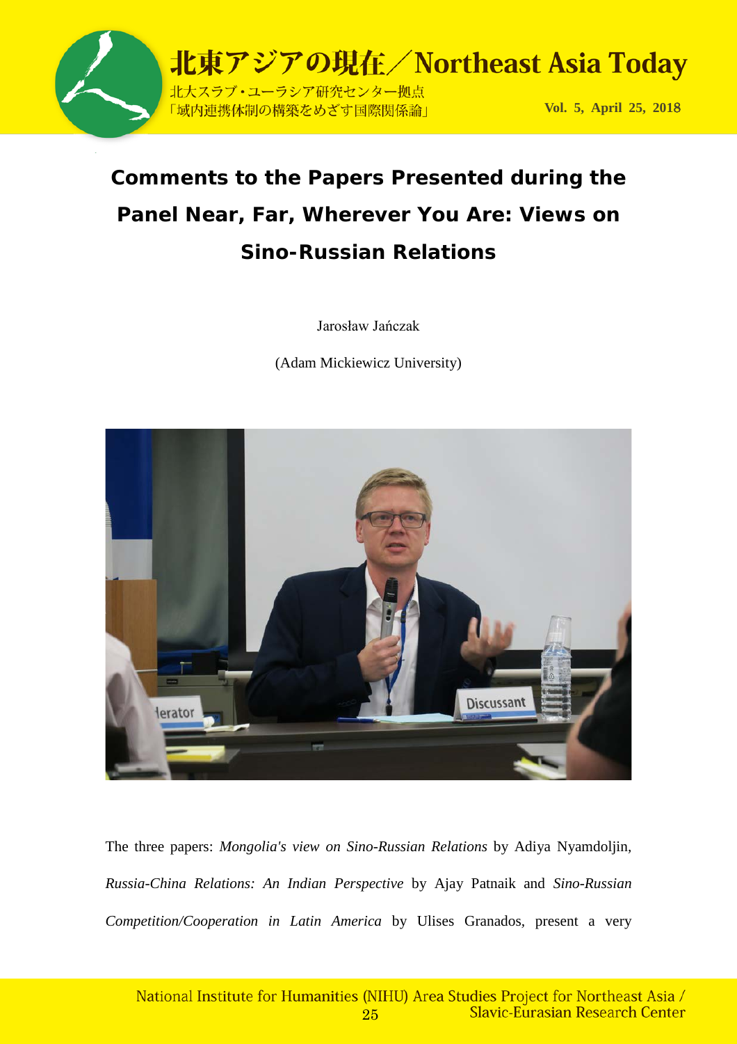# Comments to the Papers Presented during the Panel Near, Far, Wherever You Are: Views on Sino-Russian Relations

Jarosław Jańczak

(Adam Mickiewicz University)

The three papers: *Mongolia's view on Sino-Russian Relations* by Adiya Nyamdoljin, *Russia-China Relations: An Indian Perspective* by Ajay Patnaik and *Sino-Russian Competition/Cooperation in Latin America* by Ulises Granados, present a very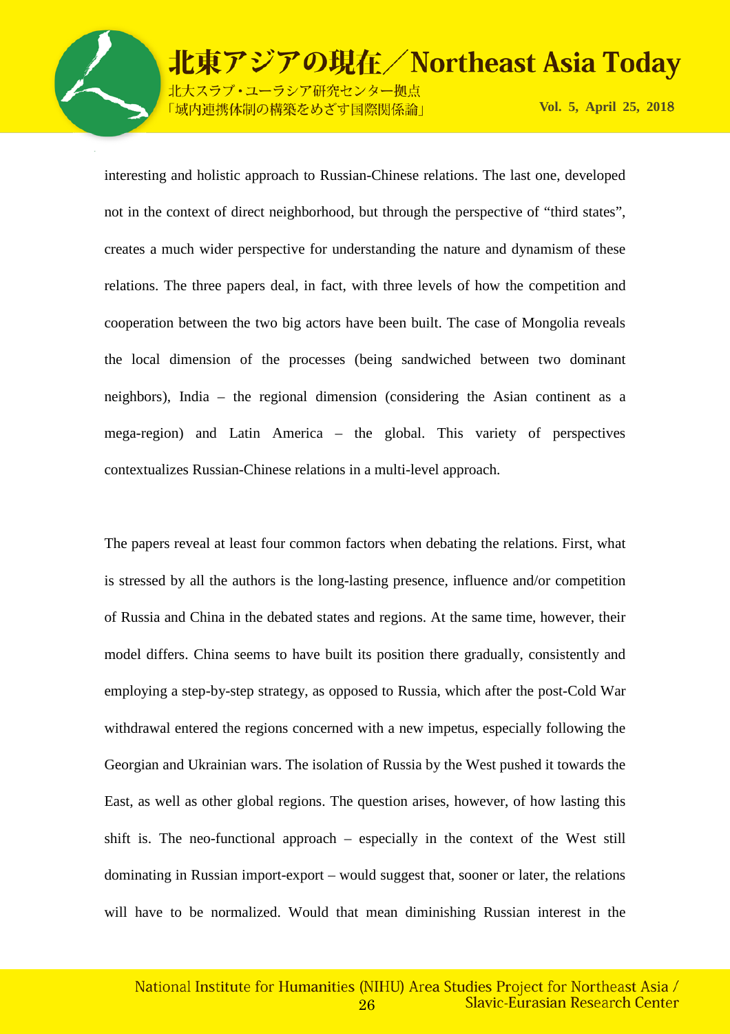interesting and holistic approach to Russian-Chinese relations. The last one, developed not in the context of direct neighborhood, but through the perspective of "third states", creates a much wider perspective for understanding the nature and dynamism of these relations. The three papers deal, in fact, with three levels of how the competition and cooperation between the two big actors have been built. The case of Mongolia reveals the local dimension of the processes (being sandwiched between two dominant neighbors), India – the regional dimension (considering the Asian continent as a mega-region) and Latin America – the global. This variety of perspectives contextualizes Russian-Chinese relations in a multi-level approach.

The papers reveal at least four common factors when debating the relations. First, what is stressed by all the authors is the long-lasting presence, influence and/or competition of Russia and China in the debated states and regions. At the same time, however, their model differs. China seems to have built its position there gradually, consistently and employing a step-by-step strategy, as opposed to Russia, which after the post-Cold War withdrawal entered the regions concerned with a new impetus, especially following the Georgian and Ukrainian wars. The isolation of Russia by the West pushed it towards the East, as well as other global regions. The question arises, however, of how lasting this shift is. The neo-functional approach – especially in the context of the West still dominating in Russian import-export – would suggest that, sooner or later, the relations will have to be normalized. Would that mean diminishing Russian interest in the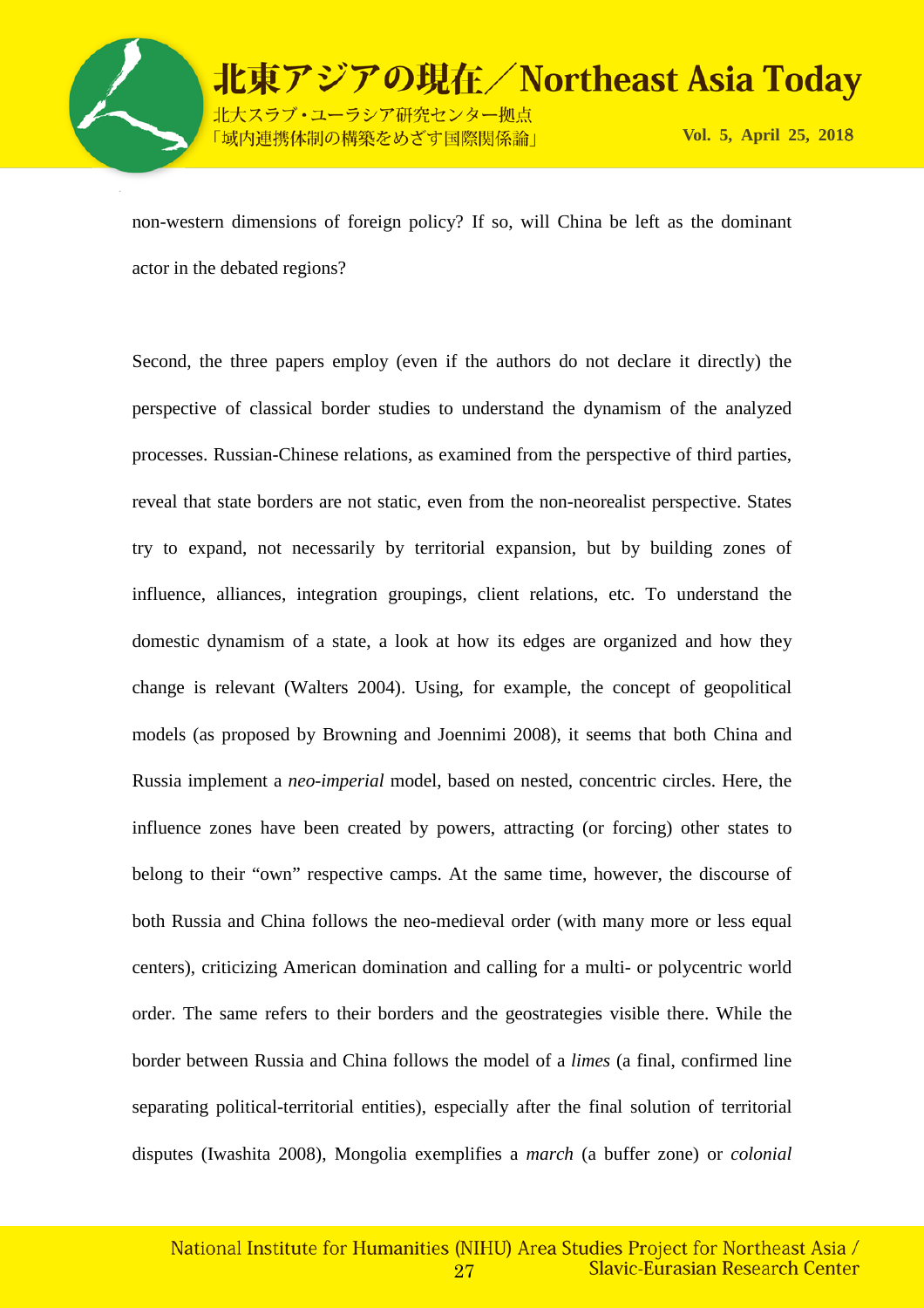non-western dimensions of foreign policy? If so, will China be left as the dominant actor in the debated regions?

Second, the three papers employ (even if the authors do not declare it directly) the perspective of classical border studies to understand the dynamism of the analyzed processes. Russian-Chinese relations, as examined from the perspective of third parties, reveal that state borders are not static, even from the non-neorealist perspective. States try to expand, not necessarily by territorial expansion, but by building zones of influence, alliances, integration groupings, client relations, etc. To understand the domestic dynamism of a state, a look at how its edges are organized and how they change is relevant (Walters 2004). Using, for example, the concept of geopolitical models (as proposed by Browning and Joennimi 2008), it seems that both China and Russia implement a *neo-imperial* model, based on nested, concentric circles. Here, the influence zones have been created by powers, attracting (or forcing) other states to belong to their "own" respective camps. At the same time, however, the discourse of both Russia and China follows the neo-medieval order (with many more or less equal centers), criticizing American domination and calling for a multi- or polycentric world order. The same refers to their borders and the geostrategies visible there. While the border between Russia and China follows the model of a *limes* (a final, confirmed line separating political-territorial entities), especially after the final solution of territorial disputes (Iwashita 2008), Mongolia exemplifies a *march* (a buffer zone) or *colonial*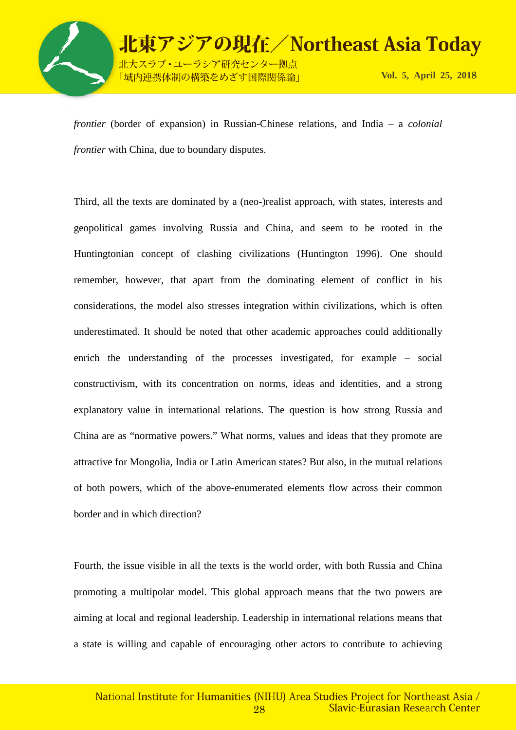*frontier* (border of expansion) in Russian-Chinese relations, and India – a *colonial frontier* with China, due to boundary disputes.

Third, all the texts are dominated by a (neo-)realist approach, with states, interests and geopolitical games involving Russia and China, and seem to be rooted in the Huntingtonian concept of clashing civilizations (Huntington 1996). One should remember, however, that apart from the dominating element of conflict in his considerations, the model also stresses integration within civilizations, which is often underestimated. It should be noted that other academic approaches could additionally enrich the understanding of the processes investigated, for example – social constructivism, with its concentration on norms, ideas and identities, and a strong explanatory value in international relations. The question is how strong Russia and China are as "normative powers." What norms, values and ideas that they promote are attractive for Mongolia, India or Latin American states? But also, in the mutual relations of both powers, which of the above-enumerated elements flow across their common border and in which direction?

Fourth, the issue visible in all the texts is the world order, with both Russia and China promoting a multipolar model. This global approach means that the two powers are aiming at local and regional leadership. Leadership in international relations means that a state is willing and capable of encouraging other actors to contribute to achieving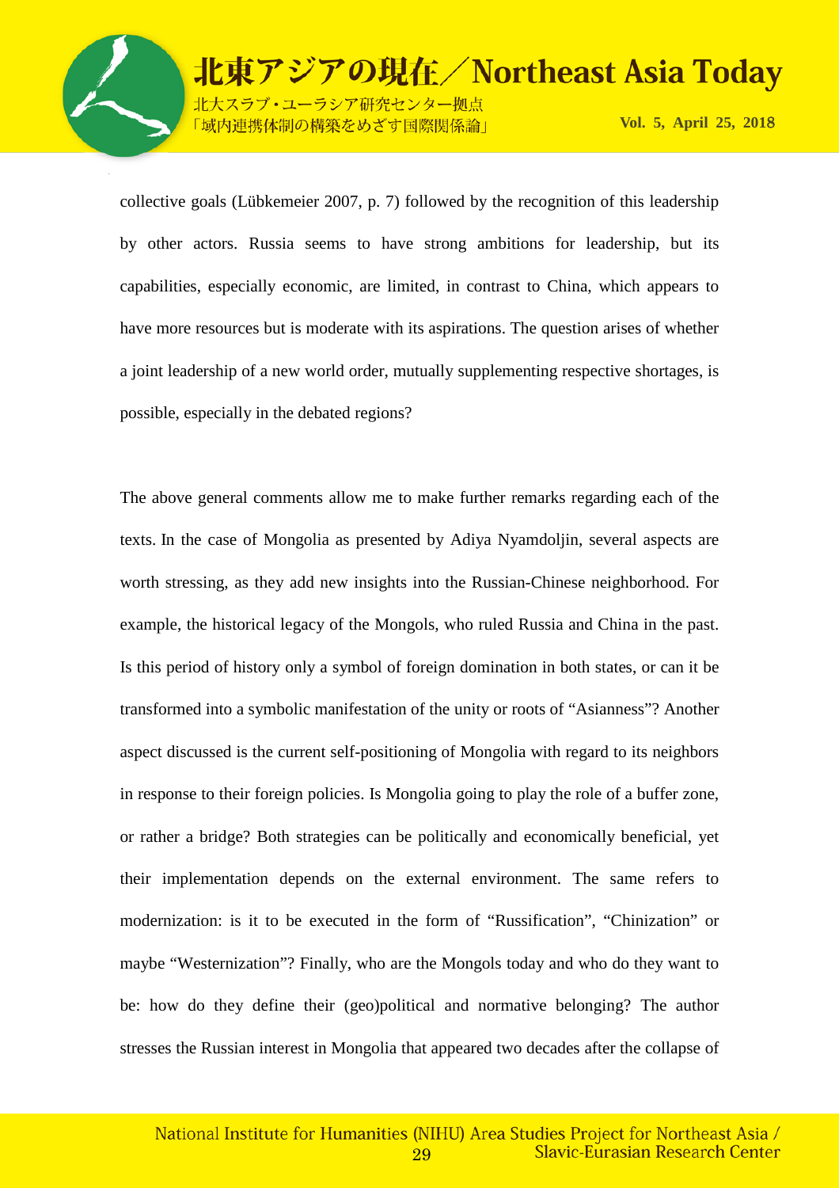collective goals (Lübkemeier 2007, p. 7) followed by the recognition of this leadership by other actors. Russia seems to have strong ambitions for leadership, but its capabilities, especially economic, are limited, in contrast to China, which appears to have more resources but is moderate with its aspirations. The question arises of whether a joint leadership of a new world order, mutually supplementing respective shortages, is possible, especially in the debated regions?

The above general comments allow me to make further remarks regarding each of the texts. In the case of Mongolia as presented by Adiya Nyamdoljin, several aspects are worth stressing, as they add new insights into the Russian-Chinese neighborhood. For example, the historical legacy of the Mongols, who ruled Russia and China in the past. Is this period of history only a symbol of foreign domination in both states, or can it be transformed into a symbolic manifestation of the unity or roots of "Asianness"? Another aspect discussed is the current self-positioning of Mongolia with regard to its neighbors in response to their foreign policies. Is Mongolia going to play the role of a buffer zone, or rather a bridge? Both strategies can be politically and economically beneficial, yet their implementation depends on the external environment. The same refers to modernization: is it to be executed in the form of "Russification", "Chinization" or maybe "Westernization"? Finally, who are the Mongols today and who do they want to be: how do they define their (geo)political and normative belonging? The author stresses the Russian interest in Mongolia that appeared two decades after the collapse of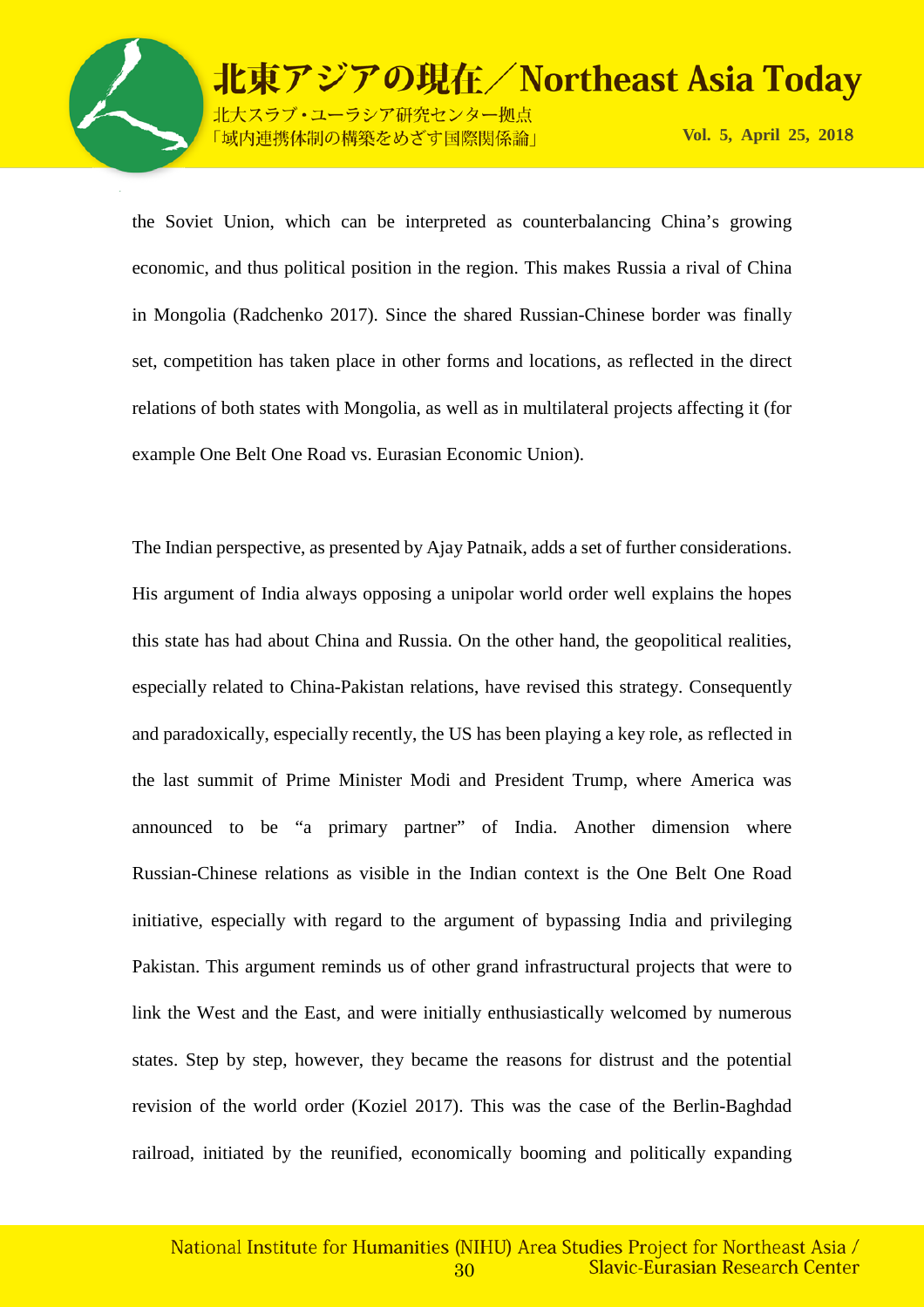the Soviet Union, which can be interpreted as counterbalancing China's growing economic, and thus political position in the region. This makes Russia a rival of China in Mongolia (Radchenko 2017). Since the shared Russian-Chinese border was finally set, competition has taken place in other forms and locations, as reflected in the direct relations of both states with Mongolia, as well as in multilateral projects affecting it (for example One Belt One Road vs. Eurasian Economic Union).

The Indian perspective, as presented by Ajay Patnaik, adds a set of further considerations. His argument of India always opposing a unipolar world order well explains the hopes this state has had about China and Russia. On the other hand, the geopolitical realities, especially related to China-Pakistan relations, have revised this strategy. Consequently and paradoxically, especially recently, the US has been playing a key role, as reflected in the last summit of Prime Minister Modi and President Trump, where America was announced to be "a primary partner" of India. Another dimension where Russian-Chinese relations as visible in the Indian context is the One Belt One Road initiative, especially with regard to the argument of bypassing India and privileging Pakistan. This argument reminds us of other grand infrastructural projects that were to link the West and the East, and were initially enthusiastically welcomed by numerous states. Step by step, however, they became the reasons for distrust and the potential revision of the world order (Koziel 2017). This was the case of the Berlin-Baghdad railroad, initiated by the reunified, economically booming and politically expanding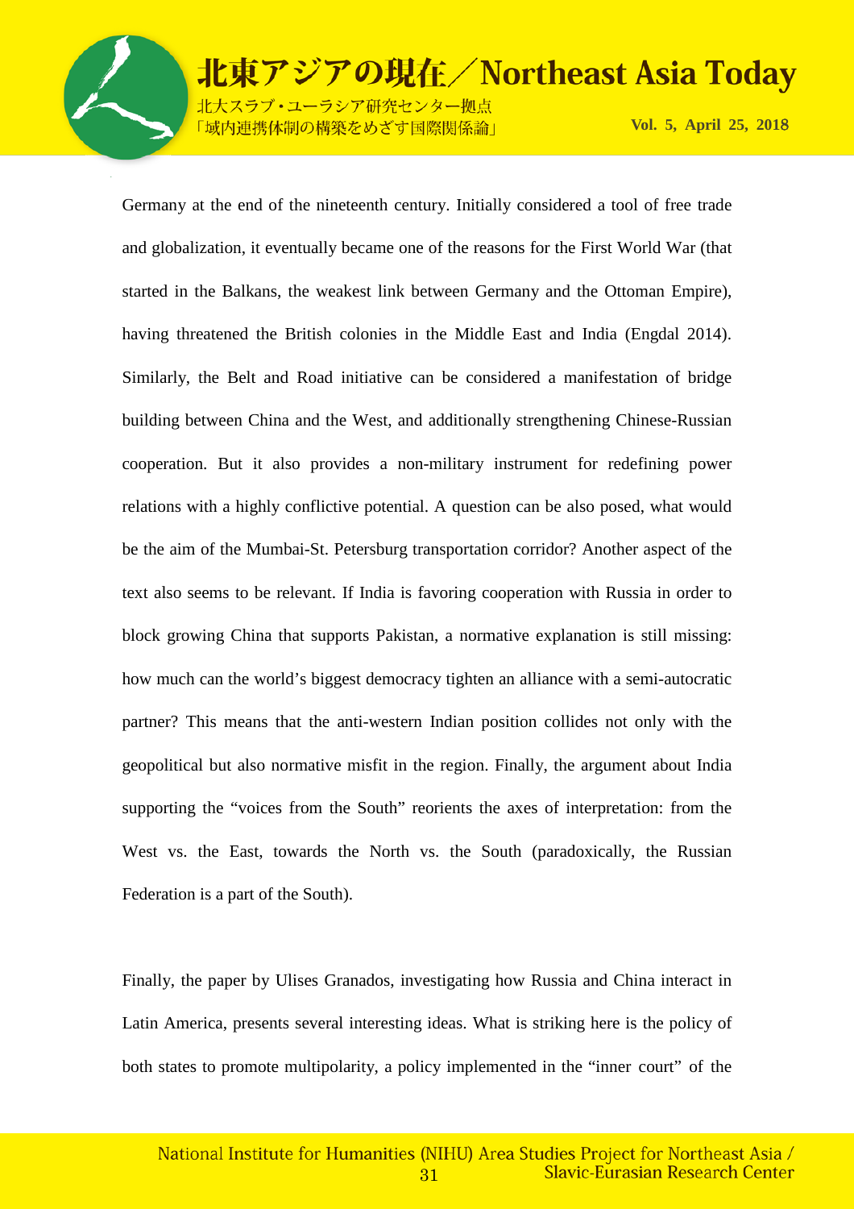Germany at the end of the nineteenth century. Initially considered a tool of free trade and globalization, it eventually became one of the reasons for the First World War (that started in the Balkans, the weakest link between Germany and the Ottoman Empire), having threatened the British colonies in the Middle East and India (Engdal 2014). Similarly, the Belt and Road initiative can be considered a manifestation of bridge building between China and the West, and additionally strengthening Chinese-Russian cooperation. But it also provides a non-military instrument for redefining power relations with a highly conflictive potential. A question can be also posed, what would be the aim of the Mumbai-St. Petersburg transportation corridor? Another aspect of the text also seems to be relevant. If India is favoring cooperation with Russia in order to block growing China that supports Pakistan, a normative explanation is still missing: how much can the world's biggest democracy tighten an alliance with a semi-autocratic partner? This means that the anti-western Indian position collides not only with the geopolitical but also normative misfit in the region. Finally, the argument about India supporting the "voices from the South" reorients the axes of interpretation: from the West vs. the East, towards the North vs. the South (paradoxically, the Russian Federation is a part of the South).

Finally, the paper by Ulises Granados, investigating how Russia and China interact in Latin America, presents several interesting ideas. What is striking here is the policy of both states to promote multipolarity, a policy implemented in the "inner court" of the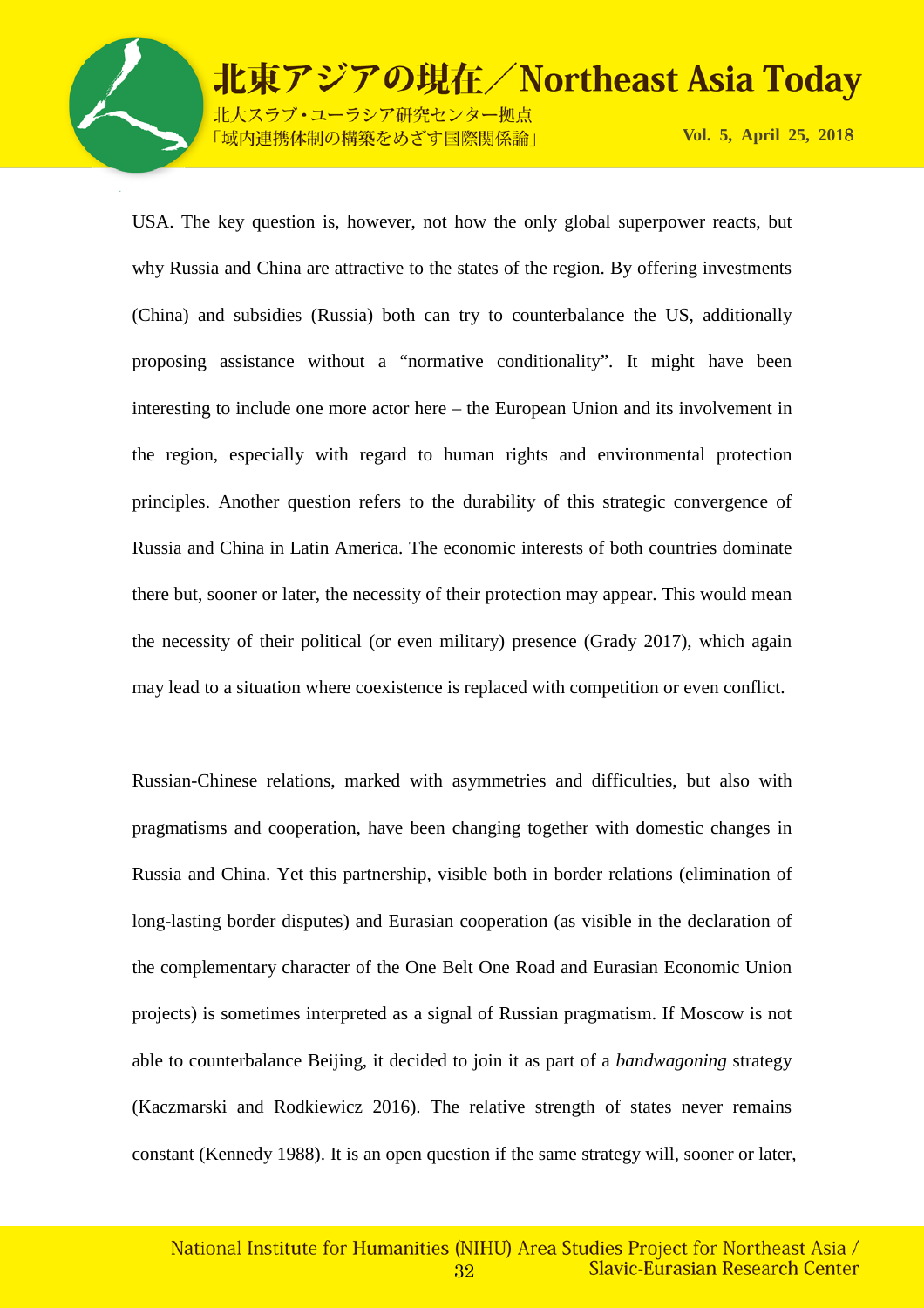USA. The key question is, however, not how the only global superpower reacts, but why Russia and China are attractive to the states of the region. By offering investments (China) and subsidies (Russia) both can try to counterbalance the US, additionally proposing assistance without a "normative conditionality". It might have been interesting to include one more actor here – the European Union and its involvement in the region, especially with regard to human rights and environmental protection principles. Another question refers to the durability of this strategic convergence of Russia and China in Latin America. The economic interests of both countries dominate there but, sooner or later, the necessity of their protection may appear. This would mean the necessity of their political (or even military) presence (Grady 2017), which again may lead to a situation where coexistence is replaced with competition or even conflict.

Russian-Chinese relations, marked with asymmetries and difficulties, but also with pragmatisms and cooperation, have been changing together with domestic changes in Russia and China. Yet this partnership, visible both in border relations (elimination of long-lasting border disputes) and Eurasian cooperation (as visible in the declaration of the complementary character of the One Belt One Road and Eurasian Economic Union projects) is sometimes interpreted as a signal of Russian pragmatism. If Moscow is not able to counterbalance Beijing, it decided to join it as part of a *bandwagoning* strategy (Kaczmarski and Rodkiewicz 2016). The relative strength of states never remains constant (Kennedy 1988). It is an open question if the same strategy will, sooner or later,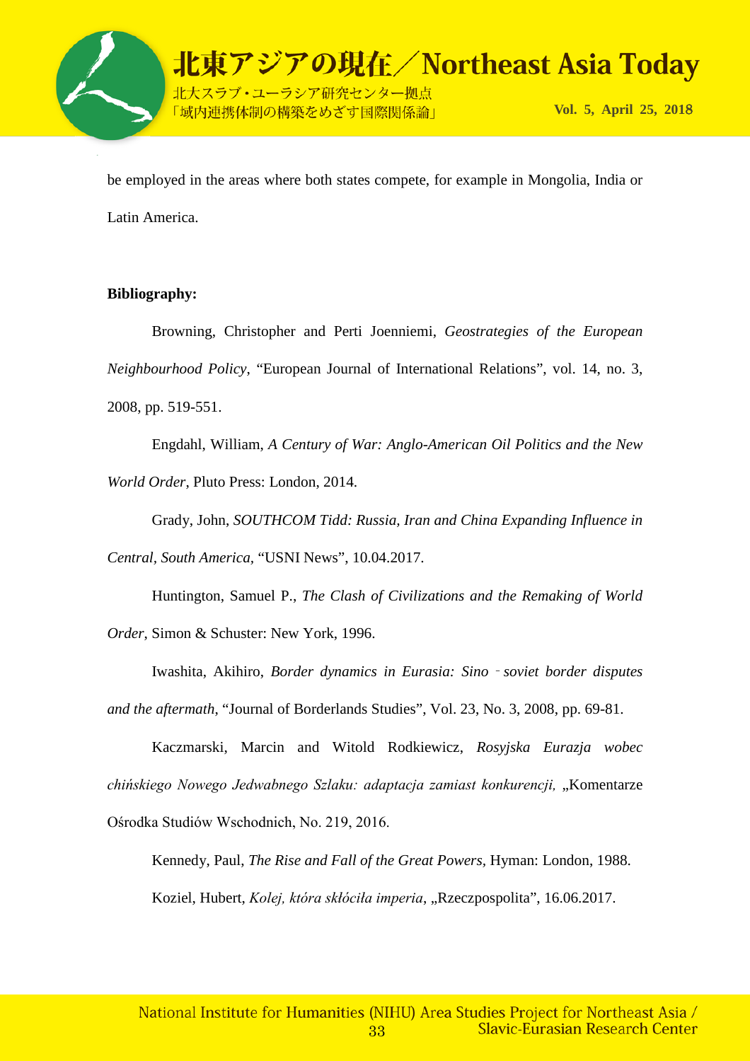be employed in the areas where both states compete, for example in Mongolia, India or Latin America.

**Bibliography:**

Browning, Christopher and Perti Joenniemi, *Geostrategies of the European Neighbourhood Policy*, "European Journal of International Relations", vol. 14, no. 3, 2008, pp. 519-551.

Engdahl, William, *A Century of War: Anglo-American Oil Politics and the New World Order*, Pluto Press: London, 2014.

Grady, John, *SOUTHCOM Tidd: Russia, Iran and China Expanding Influence in Central, South America*, "USNI News", 10.04.2017.

Huntington, Samuel P., *The Clash of Civilizations and the Remaking of World Order*, Simon & Schuster: New York, 1996.

Iwashita, Akihiro, *Border dynamics in Eurasia: Sino‐soviet border disputes and the aftermath*, "Journal of Borderlands Studies", Vol. 23, No. 3, 2008, pp. 69-81.

Kaczmarski, Marcin and Witold Rodkiewicz, *Rosyjska Eurazja wobec chińskiego Nowego Jedwabnego Szlaku: adaptacja zamiast konkurencji,* „Komentarze Ośrodka Studiów Wschodnich, No. 219, 2016.

Kennedy, Paul, *The Rise and Fall of the Great Powers*, Hyman: London, 1988.

Koziel, Hubert, *Kolej, która skłóciła imperia*, „Rzeczpospolita", 16.06.2017.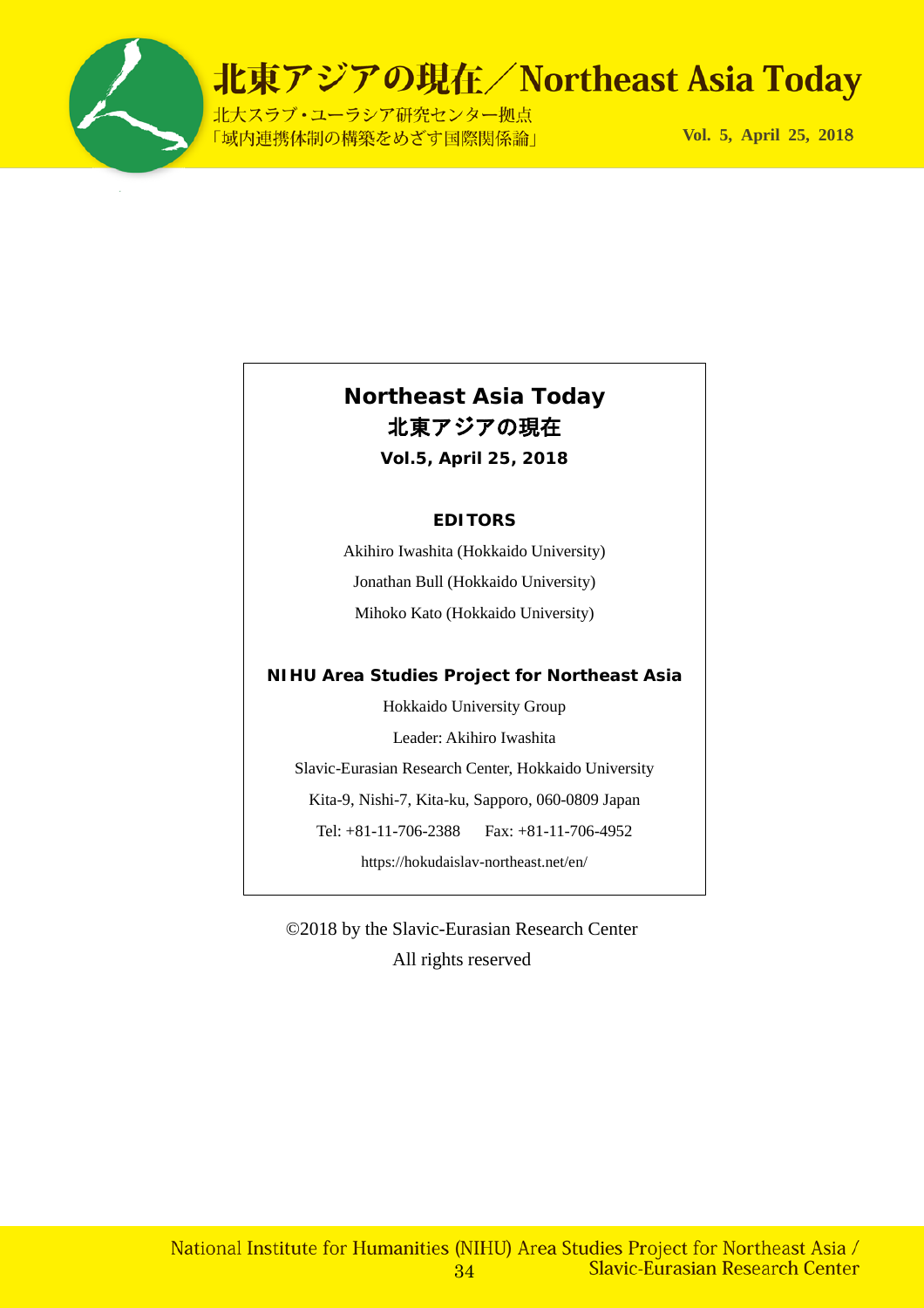**Northeast Asia Today**

**北東アジアの現在**

**Vol.5, April 25, 2018**

**EDITORS**

Akihiro Iwashita (Hokkaido University)

Jonathan Bull (Hokkaido University)

Mihoko Kato (Hokkaido University)

**NIHU Area Studies Project for Northeast Asia**

Hokkaido University Group

Leader: Akihiro Iwashita

Slavic-Eurasian Research Center, Hokkaido University

Kita-9, Nishi-7, Kita-ku, Sapporo, 060-0809 Japan

Tel: +81-11-706-2388　Fax: +81-11-706-4952

https://hokudaislav-northeast.net/en/

©2018 by the Slavic-Eurasian Research Center

All rights reserved